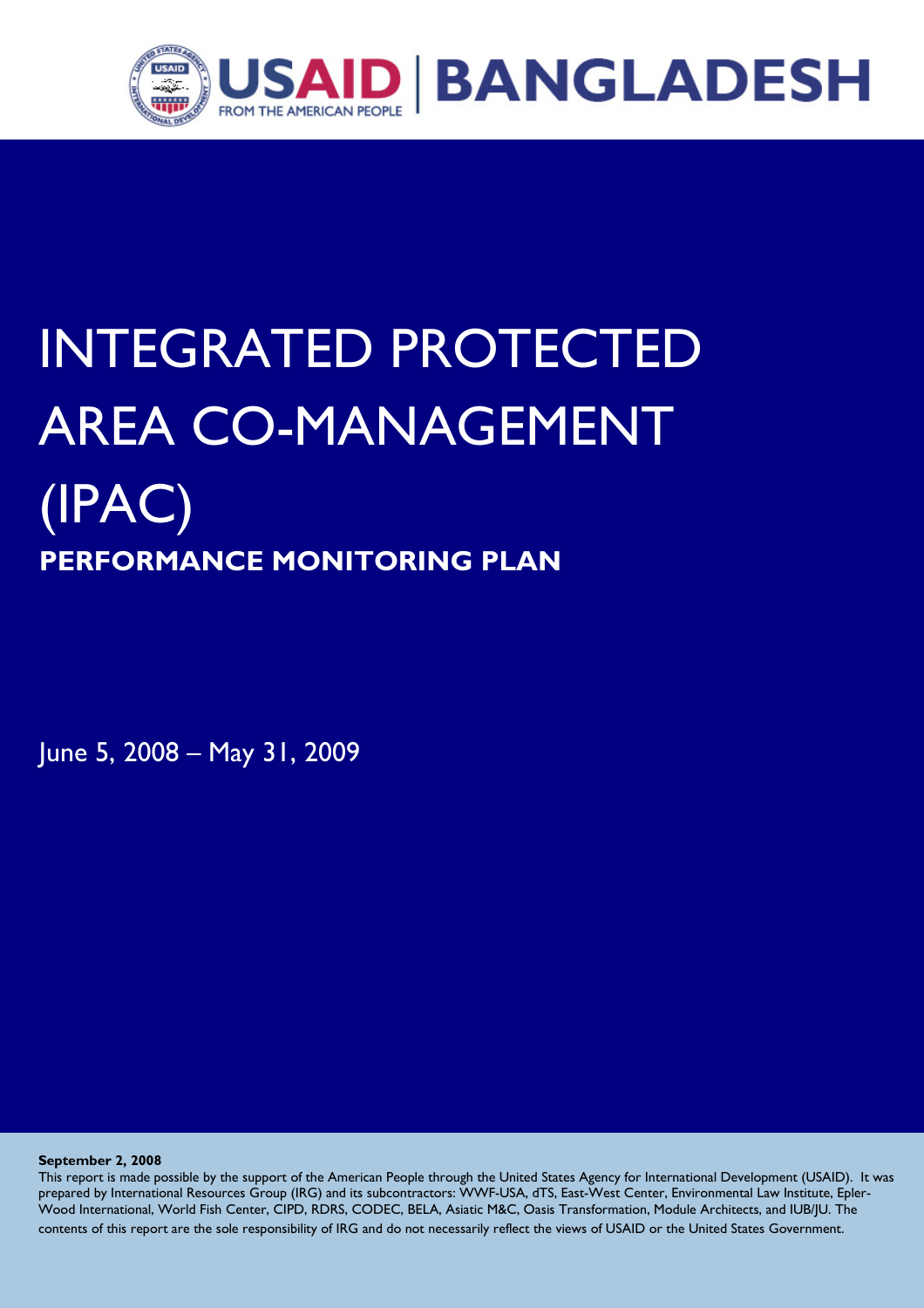USAID FROM THE AMERICAN PEOPLE | BANGLADESH

# INTEGRATED PROTECTED AREA CO-MANAGEMENT (IPAC)

## PERFORMANCE MONITORING PLAN

June 5, 2008 – May 31, 2009

**September 2, 2008**

This report is made possible by the support of the American People through the United States Agency for International Development (USAID). It was prepared by International Resources Group (IRG) and its subcontractors: WWF-USA, dTS, East-West Center, Environmental Law Institute, Epler-Wood International, World Fish Center, CIPD, RDRS, CODEC, BELA, Asiatic M&C, Oasis Transformation, Module Architects, and IUB/JU. The contents of this report are the sole responsibility of IRG and do not necessarily reflect the views of USAID or the United States Government.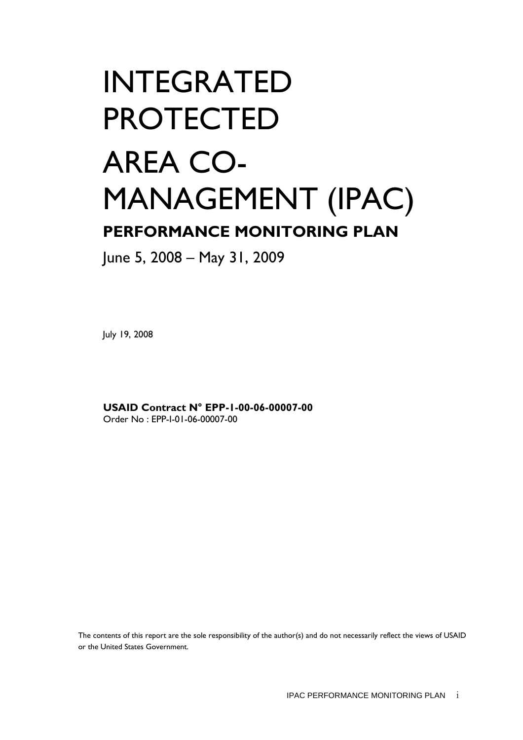# INTEGRATED PROTECTED AREA CO-MANAGEMENT (IPAC)

## PERFORMANCE MONITORING PLAN

June 5, 2008 – May 31, 2009

July 19, 2008

**USAID Contract N° EPP-1-00-06-00007-00**
Order No : EPP-I-01-06-00007-00

The contents of this report are the sole responsibility of the author(s) and do not necessarily reflect the views of USAID or the United States Government.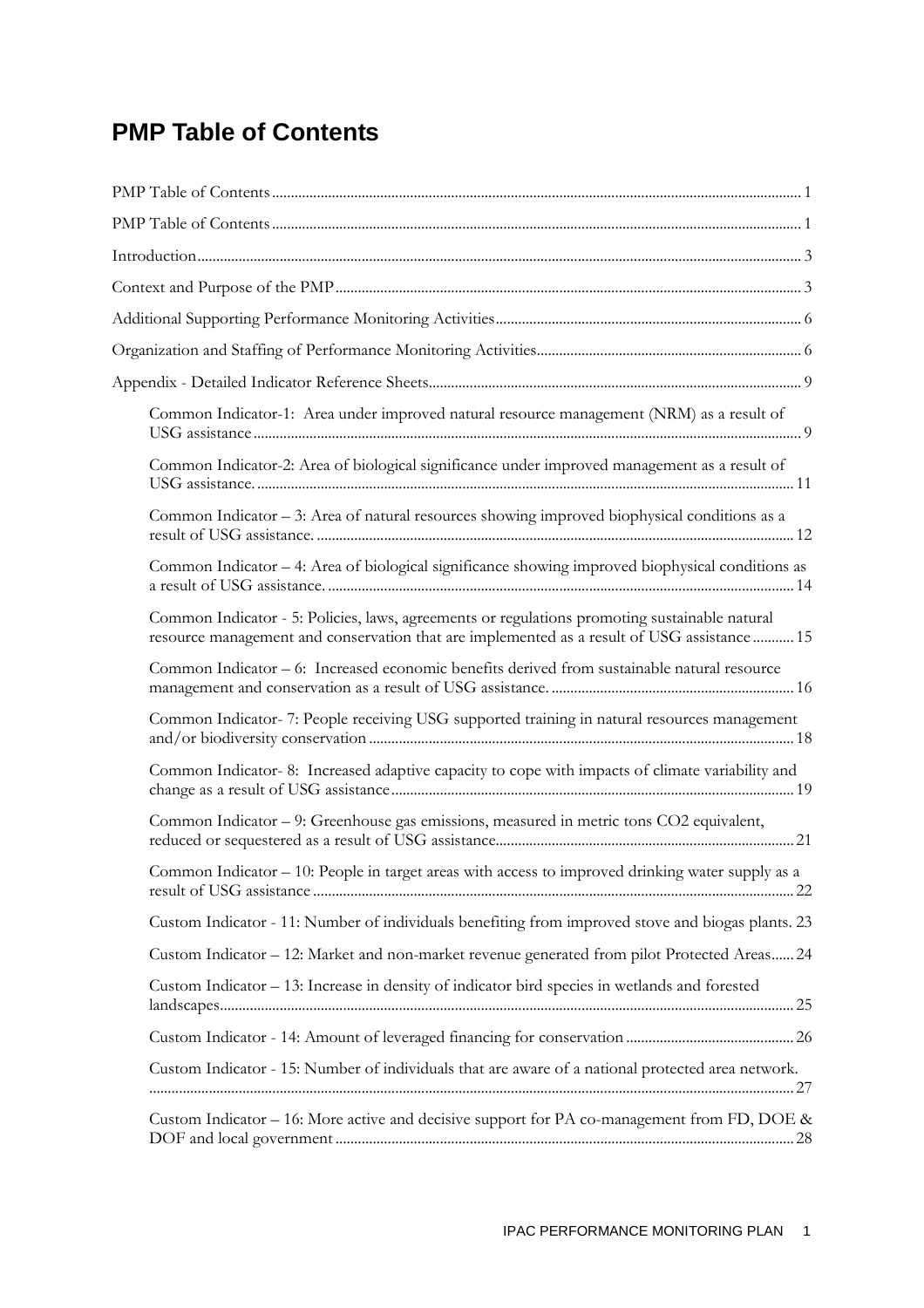# PMP Table of Contents

PMP Table of Contents ........ 1

PMP Table of Contents ........ 1

Introduction ........ 3

Context and Purpose of the PMP ........ 3

Additional Supporting Performance Monitoring Activities ........ 6

Organization and Staffing of Performance Monitoring Activities ........ 6

Appendix - Detailed Indicator Reference Sheets ........ 9

- Common Indicator-1: Area under improved natural resource management (NRM) as a result of USG assistance ........ 9
- Common Indicator-2: Area of biological significance under improved management as a result of USG assistance. ........ 11
- Common Indicator – 3: Area of natural resources showing improved biophysical conditions as a result of USG assistance. ........ 12
- Common Indicator – 4: Area of biological significance showing improved biophysical conditions as a result of USG assistance. ........ 14
- Common Indicator - 5: Policies, laws, agreements or regulations promoting sustainable natural resource management and conservation that are implemented as a result of USG assistance ........ 15
- Common Indicator – 6: Increased economic benefits derived from sustainable natural resource management and conservation as a result of USG assistance. ........ 16
- Common Indicator- 7: People receiving USG supported training in natural resources management and/or biodiversity conservation ........ 18
- Common Indicator- 8: Increased adaptive capacity to cope with impacts of climate variability and change as a result of USG assistance ........ 19
- Common Indicator – 9: Greenhouse gas emissions, measured in metric tons CO2 equivalent, reduced or sequestered as a result of USG assistance ........ 21
- Common Indicator – 10: People in target areas with access to improved drinking water supply as a result of USG assistance ........ 22
- Custom Indicator - 11: Number of individuals benefiting from improved stove and biogas plants. 23
- Custom Indicator – 12: Market and non-market revenue generated from pilot Protected Areas ........ 24
- Custom Indicator – 13: Increase in density of indicator bird species in wetlands and forested landscapes ........ 25
- Custom Indicator - 14: Amount of leveraged financing for conservation ........ 26
- Custom Indicator - 15: Number of individuals that are aware of a national protected area network. ........ 27
- Custom Indicator – 16: More active and decisive support for PA co-management from FD, DOE & DOF and local government ........ 28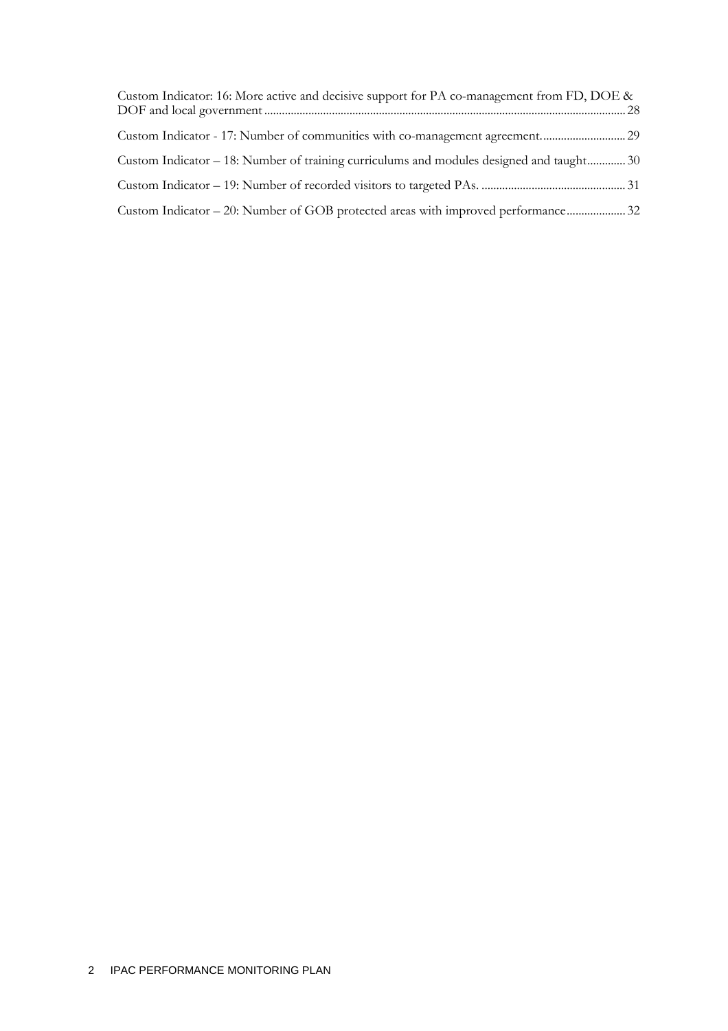Custom Indicator: 16: More active and decisive support for PA co-management from FD, DOE & DOF and local government ........................................................................................................................ 28

Custom Indicator - 17: Number of communities with co-management agreement. ........................... 29

Custom Indicator – 18: Number of training curriculums and modules designed and taught............ 30

Custom Indicator – 19: Number of recorded visitors to targeted PAs. ................................................ 31

Custom Indicator – 20: Number of GOB protected areas with improved performance.................... 32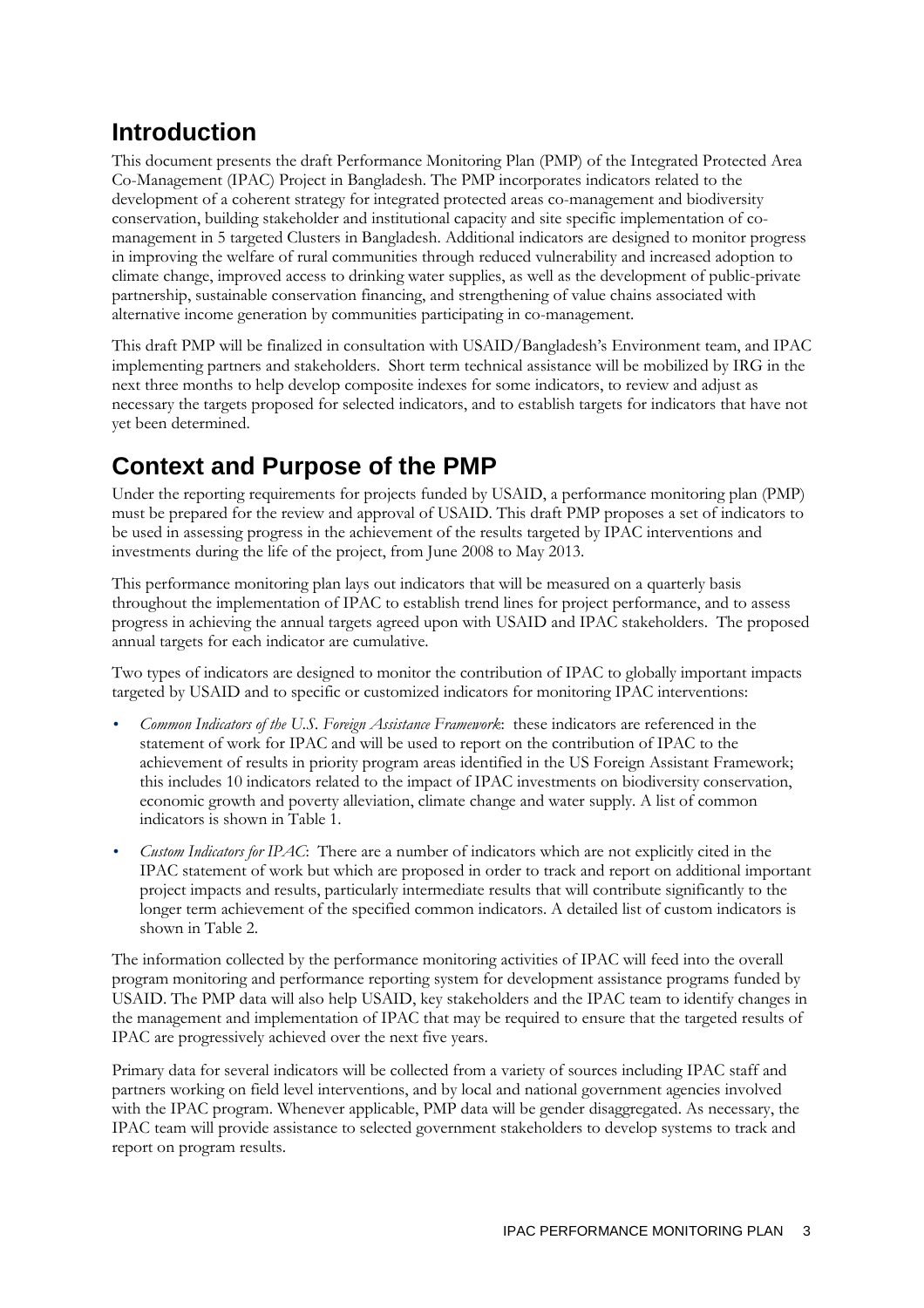## Introduction

This document presents the draft Performance Monitoring Plan (PMP) of the Integrated Protected Area Co-Management (IPAC) Project in Bangladesh. The PMP incorporates indicators related to the development of a coherent strategy for integrated protected areas co-management and biodiversity conservation, building stakeholder and institutional capacity and site specific implementation of co-management in 5 targeted Clusters in Bangladesh. Additional indicators are designed to monitor progress in improving the welfare of rural communities through reduced vulnerability and increased adoption to climate change, improved access to drinking water supplies, as well as the development of public-private partnership, sustainable conservation financing, and strengthening of value chains associated with alternative income generation by communities participating in co-management.

This draft PMP will be finalized in consultation with USAID/Bangladesh's Environment team, and IPAC implementing partners and stakeholders. Short term technical assistance will be mobilized by IRG in the next three months to help develop composite indexes for some indicators, to review and adjust as necessary the targets proposed for selected indicators, and to establish targets for indicators that have not yet been determined.

## Context and Purpose of the PMP

Under the reporting requirements for projects funded by USAID, a performance monitoring plan (PMP) must be prepared for the review and approval of USAID. This draft PMP proposes a set of indicators to be used in assessing progress in the achievement of the results targeted by IPAC interventions and investments during the life of the project, from June 2008 to May 2013.

This performance monitoring plan lays out indicators that will be measured on a quarterly basis throughout the implementation of IPAC to establish trend lines for project performance, and to assess progress in achieving the annual targets agreed upon with USAID and IPAC stakeholders. The proposed annual targets for each indicator are cumulative.

Two types of indicators are designed to monitor the contribution of IPAC to globally important impacts targeted by USAID and to specific or customized indicators for monitoring IPAC interventions:

- *Common Indicators of the U.S. Foreign Assistance Framework*: these indicators are referenced in the statement of work for IPAC and will be used to report on the contribution of IPAC to the achievement of results in priority program areas identified in the US Foreign Assistant Framework; this includes 10 indicators related to the impact of IPAC investments on biodiversity conservation, economic growth and poverty alleviation, climate change and water supply. A list of common indicators is shown in Table 1.
- *Custom Indicators for IPAC*: There are a number of indicators which are not explicitly cited in the IPAC statement of work but which are proposed in order to track and report on additional important project impacts and results, particularly intermediate results that will contribute significantly to the longer term achievement of the specified common indicators. A detailed list of custom indicators is shown in Table 2.

The information collected by the performance monitoring activities of IPAC will feed into the overall program monitoring and performance reporting system for development assistance programs funded by USAID. The PMP data will also help USAID, key stakeholders and the IPAC team to identify changes in the management and implementation of IPAC that may be required to ensure that the targeted results of IPAC are progressively achieved over the next five years.

Primary data for several indicators will be collected from a variety of sources including IPAC staff and partners working on field level interventions, and by local and national government agencies involved with the IPAC program. Whenever applicable, PMP data will be gender disaggregated. As necessary, the IPAC team will provide assistance to selected government stakeholders to develop systems to track and report on program results.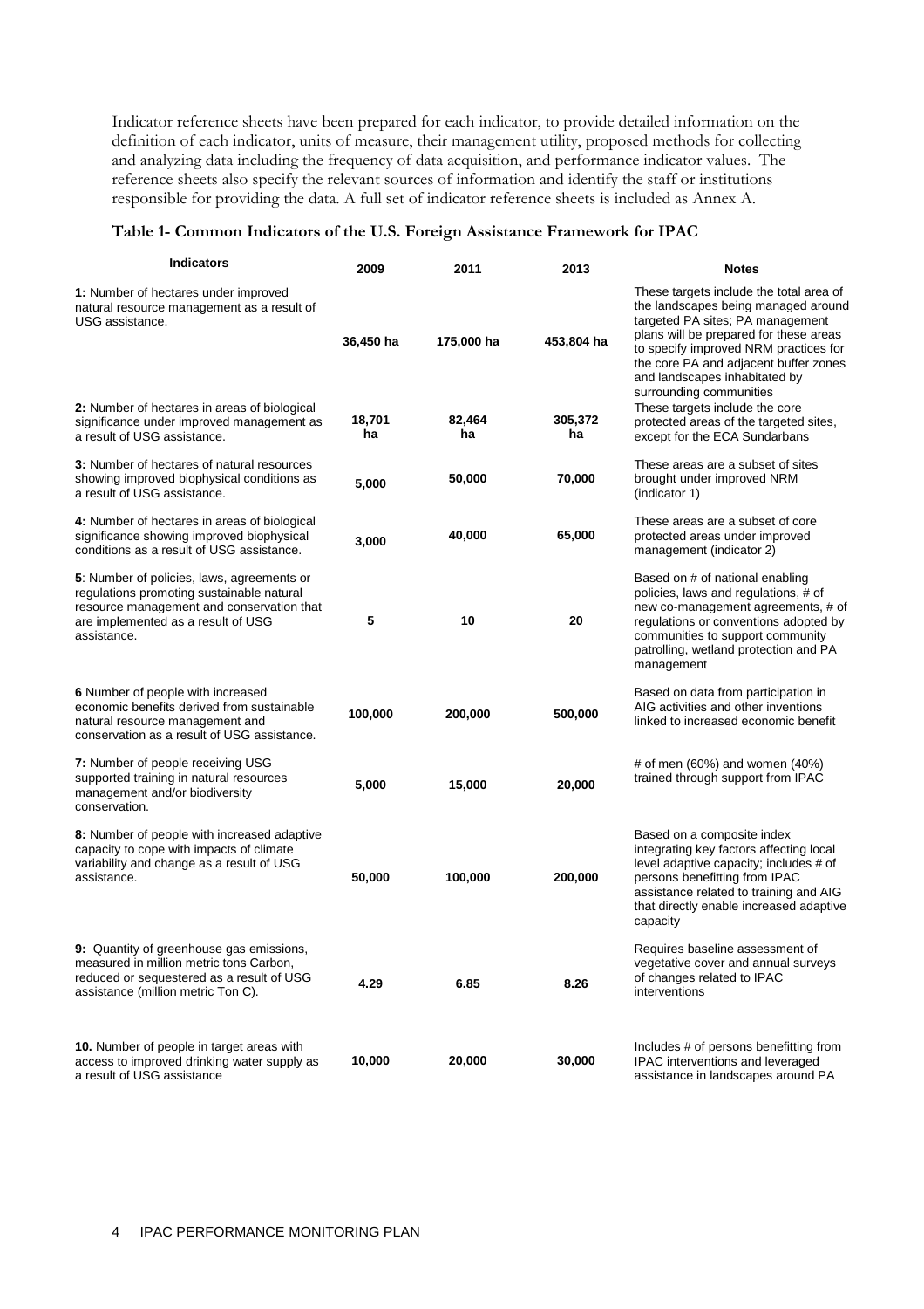Indicator reference sheets have been prepared for each indicator, to provide detailed information on the definition of each indicator, units of measure, their management utility, proposed methods for collecting and analyzing data including the frequency of data acquisition, and performance indicator values. The reference sheets also specify the relevant sources of information and identify the staff or institutions responsible for providing the data. A full set of indicator reference sheets is included as Annex A.

**Table 1- Common Indicators of the U.S. Foreign Assistance Framework for IPAC**

| Indicators | 2009 | 2011 | 2013 | Notes |
|---|---|---|---|---|
| **1:** Number of hectares under improved natural resource management as a result of USG assistance. | 36,450 ha | 175,000 ha | 453,804 ha | These targets include the total area of the landscapes being managed around targeted PA sites; PA management plans will be prepared for these areas to specify improved NRM practices for the core PA and adjacent buffer zones and landscapes inhabitated by surrounding communities |
| **2:** Number of hectares in areas of biological significance under improved management as a result of USG assistance. | 18,701 ha | 82,464 ha | 305,372 ha | These targets include the core protected areas of the targeted sites, except for the ECA Sundarbans |
| **3:** Number of hectares of natural resources showing improved biophysical conditions as a result of USG assistance. | 5,000 | 50,000 | 70,000 | These areas are a subset of sites brought under improved NRM (indicator 1) |
| **4:** Number of hectares in areas of biological significance showing improved biophysical conditions as a result of USG assistance. | 3,000 | 40,000 | 65,000 | These areas are a subset of core protected areas under improved management (indicator 2) |
| **5**: Number of policies, laws, agreements or regulations promoting sustainable natural resource management and conservation that are implemented as a result of USG assistance. | 5 | 10 | 20 | Based on # of national enabling policies, laws and regulations, # of new co-management agreements, # of regulations or conventions adopted by communities to support community patrolling, wetland protection and PA management |
| **6** Number of people with increased economic benefits derived from sustainable natural resource management and conservation as a result of USG assistance. | 100,000 | 200,000 | 500,000 | Based on data from participation in AIG activities and other inventions linked to increased economic benefit |
| **7:** Number of people receiving USG supported training in natural resources management and/or biodiversity conservation. | 5,000 | 15,000 | 20,000 | # of men (60%) and women (40%) trained through support from IPAC |
| **8:** Number of people with increased adaptive capacity to cope with impacts of climate variability and change as a result of USG assistance. | 50,000 | 100,000 | 200,000 | Based on a composite index integrating key factors affecting local level adaptive capacity; includes # of persons benefitting from IPAC assistance related to training and AIG that directly enable increased adaptive capacity |
| **9:** Quantity of greenhouse gas emissions, measured in million metric tons Carbon, reduced or sequestered as a result of USG assistance (million metric Ton C). | 4.29 | 6.85 | 8.26 | Requires baseline assessment of vegetative cover and annual surveys of changes related to IPAC interventions |
| **10.** Number of people in target areas with access to improved drinking water supply as a result of USG assistance | 10,000 | 20,000 | 30,000 | Includes # of persons benefitting from IPAC interventions and leveraged assistance in landscapes around PA |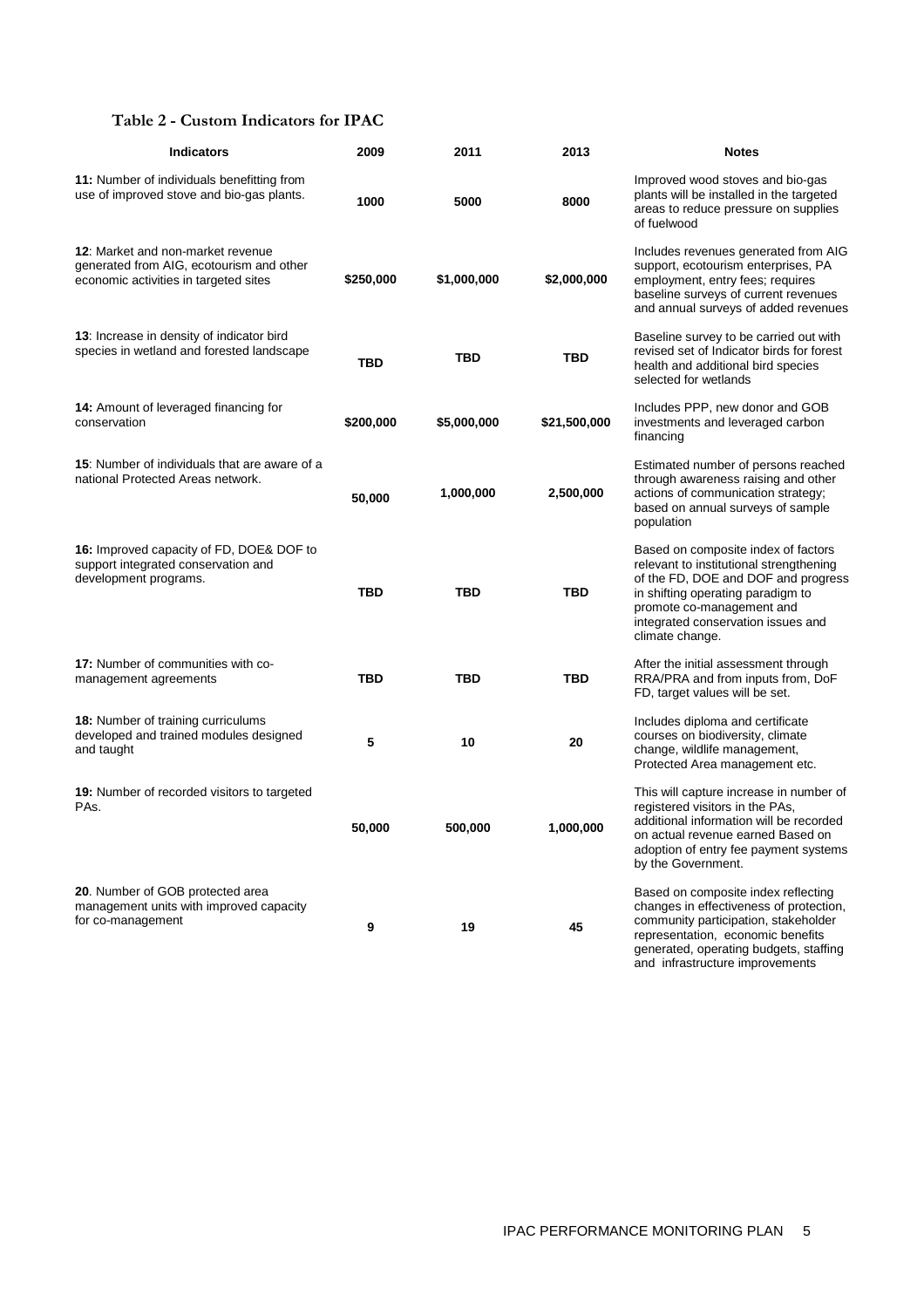**Table 2 - Custom Indicators for IPAC**

| Indicators | 2009 | 2011 | 2013 | Notes |
|---|---|---|---|---|
| **11:** Number of individuals benefitting from use of improved stove and bio-gas plants. | **1000** | **5000** | **8000** | Improved wood stoves and bio-gas plants will be installed in the targeted areas to reduce pressure on supplies of fuelwood |
| **12**: Market and non-market revenue generated from AIG, ecotourism and other economic activities in targeted sites | **$250,000** | **$1,000,000** | **$2,000,000** | Includes revenues generated from AIG support, ecotourism enterprises, PA employment, entry fees; requires baseline surveys of current revenues and annual surveys of added revenues |
| **13**: Increase in density of indicator bird species in wetland and forested landscape | **TBD** | **TBD** | **TBD** | Baseline survey to be carried out with revised set of Indicator birds for forest health and additional bird species selected for wetlands |
| **14:** Amount of leveraged financing for conservation | **$200,000** | **$5,000,000** | **$21,500,000** | Includes PPP, new donor and GOB investments and leveraged carbon financing |
| **15**: Number of individuals that are aware of a national Protected Areas network. | **50,000** | **1,000,000** | **2,500,000** | Estimated number of persons reached through awareness raising and other actions of communication strategy; based on annual surveys of sample population |
| **16:** Improved capacity of FD, DOE& DOF to support integrated conservation and development programs. | **TBD** | **TBD** | **TBD** | Based on composite index of factors relevant to institutional strengthening of the FD, DOE and DOF and progress in shifting operating paradigm to promote co-management and integrated conservation issues and climate change. |
| **17:** Number of communities with co-management agreements | **TBD** | **TBD** | **TBD** | After the initial assessment through RRA/PRA and from inputs from, DoF FD, target values will be set. |
| **18:** Number of training curriculums developed and trained modules designed and taught | **5** | **10** | **20** | Includes diploma and certificate courses on biodiversity, climate change, wildlife management, Protected Area management etc. |
| **19:** Number of recorded visitors to targeted PAs. | **50,000** | **500,000** | **1,000,000** | This will capture increase in number of registered visitors in the PAs, additional information will be recorded on actual revenue earned Based on adoption of entry fee payment systems by the Government. |
| **20**. Number of GOB protected area management units with improved capacity for co-management | **9** | **19** | **45** | Based on composite index reflecting changes in effectiveness of protection, community participation, stakeholder representation, economic benefits generated, operating budgets, staffing and infrastructure improvements |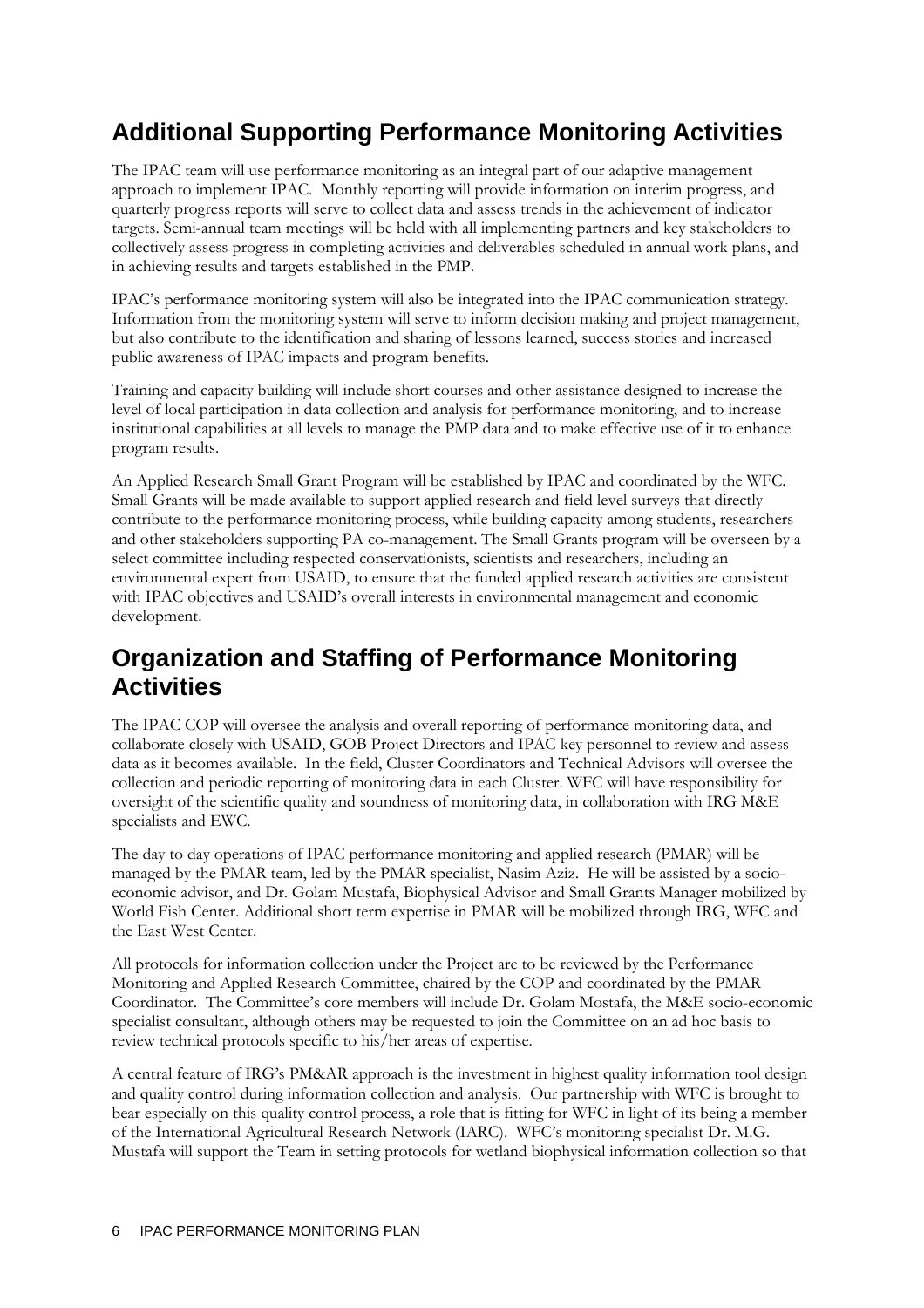## Additional Supporting Performance Monitoring Activities

The IPAC team will use performance monitoring as an integral part of our adaptive management approach to implement IPAC. Monthly reporting will provide information on interim progress, and quarterly progress reports will serve to collect data and assess trends in the achievement of indicator targets. Semi-annual team meetings will be held with all implementing partners and key stakeholders to collectively assess progress in completing activities and deliverables scheduled in annual work plans, and in achieving results and targets established in the PMP.

IPAC's performance monitoring system will also be integrated into the IPAC communication strategy. Information from the monitoring system will serve to inform decision making and project management, but also contribute to the identification and sharing of lessons learned, success stories and increased public awareness of IPAC impacts and program benefits.

Training and capacity building will include short courses and other assistance designed to increase the level of local participation in data collection and analysis for performance monitoring, and to increase institutional capabilities at all levels to manage the PMP data and to make effective use of it to enhance program results.

An Applied Research Small Grant Program will be established by IPAC and coordinated by the WFC. Small Grants will be made available to support applied research and field level surveys that directly contribute to the performance monitoring process, while building capacity among students, researchers and other stakeholders supporting PA co-management. The Small Grants program will be overseen by a select committee including respected conservationists, scientists and researchers, including an environmental expert from USAID, to ensure that the funded applied research activities are consistent with IPAC objectives and USAID's overall interests in environmental management and economic development.

## Organization and Staffing of Performance Monitoring Activities

The IPAC COP will oversee the analysis and overall reporting of performance monitoring data, and collaborate closely with USAID, GOB Project Directors and IPAC key personnel to review and assess data as it becomes available. In the field, Cluster Coordinators and Technical Advisors will oversee the collection and periodic reporting of monitoring data in each Cluster. WFC will have responsibility for oversight of the scientific quality and soundness of monitoring data, in collaboration with IRG M&E specialists and EWC.

The day to day operations of IPAC performance monitoring and applied research (PMAR) will be managed by the PMAR team, led by the PMAR specialist, Nasim Aziz. He will be assisted by a socio-economic advisor, and Dr. Golam Mustafa, Biophysical Advisor and Small Grants Manager mobilized by World Fish Center. Additional short term expertise in PMAR will be mobilized through IRG, WFC and the East West Center.

All protocols for information collection under the Project are to be reviewed by the Performance Monitoring and Applied Research Committee, chaired by the COP and coordinated by the PMAR Coordinator. The Committee's core members will include Dr. Golam Mostafa, the M&E socio-economic specialist consultant, although others may be requested to join the Committee on an ad hoc basis to review technical protocols specific to his/her areas of expertise.

A central feature of IRG's PM&AR approach is the investment in highest quality information tool design and quality control during information collection and analysis. Our partnership with WFC is brought to bear especially on this quality control process, a role that is fitting for WFC in light of its being a member of the International Agricultural Research Network (IARC). WFC's monitoring specialist Dr. M.G. Mustafa will support the Team in setting protocols for wetland biophysical information collection so that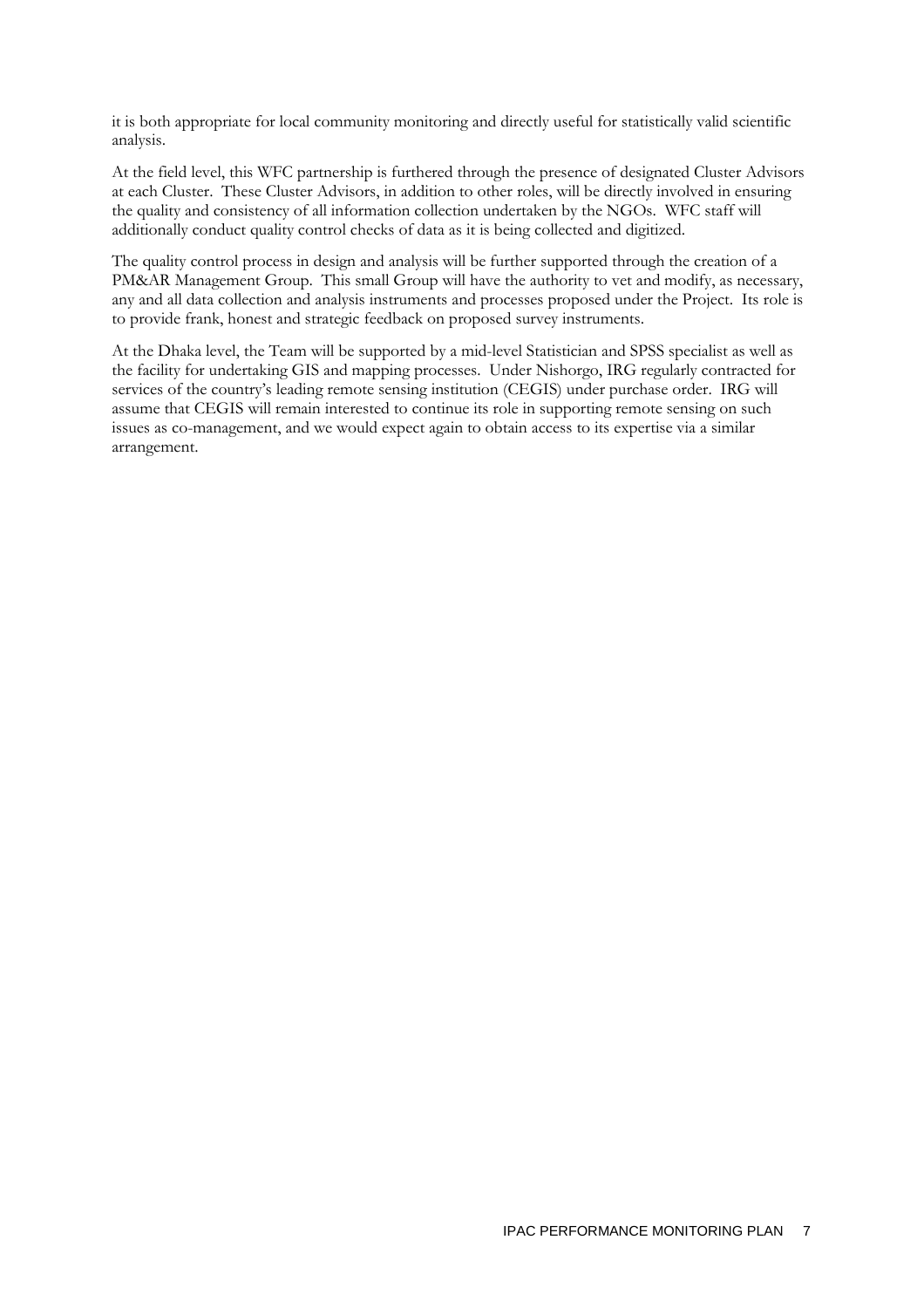it is both appropriate for local community monitoring and directly useful for statistically valid scientific analysis.

At the field level, this WFC partnership is furthered through the presence of designated Cluster Advisors at each Cluster. These Cluster Advisors, in addition to other roles, will be directly involved in ensuring the quality and consistency of all information collection undertaken by the NGOs. WFC staff will additionally conduct quality control checks of data as it is being collected and digitized.

The quality control process in design and analysis will be further supported through the creation of a PM&AR Management Group. This small Group will have the authority to vet and modify, as necessary, any and all data collection and analysis instruments and processes proposed under the Project. Its role is to provide frank, honest and strategic feedback on proposed survey instruments.

At the Dhaka level, the Team will be supported by a mid-level Statistician and SPSS specialist as well as the facility for undertaking GIS and mapping processes. Under Nishorgo, IRG regularly contracted for services of the country's leading remote sensing institution (CEGIS) under purchase order. IRG will assume that CEGIS will remain interested to continue its role in supporting remote sensing on such issues as co-management, and we would expect again to obtain access to its expertise via a similar arrangement.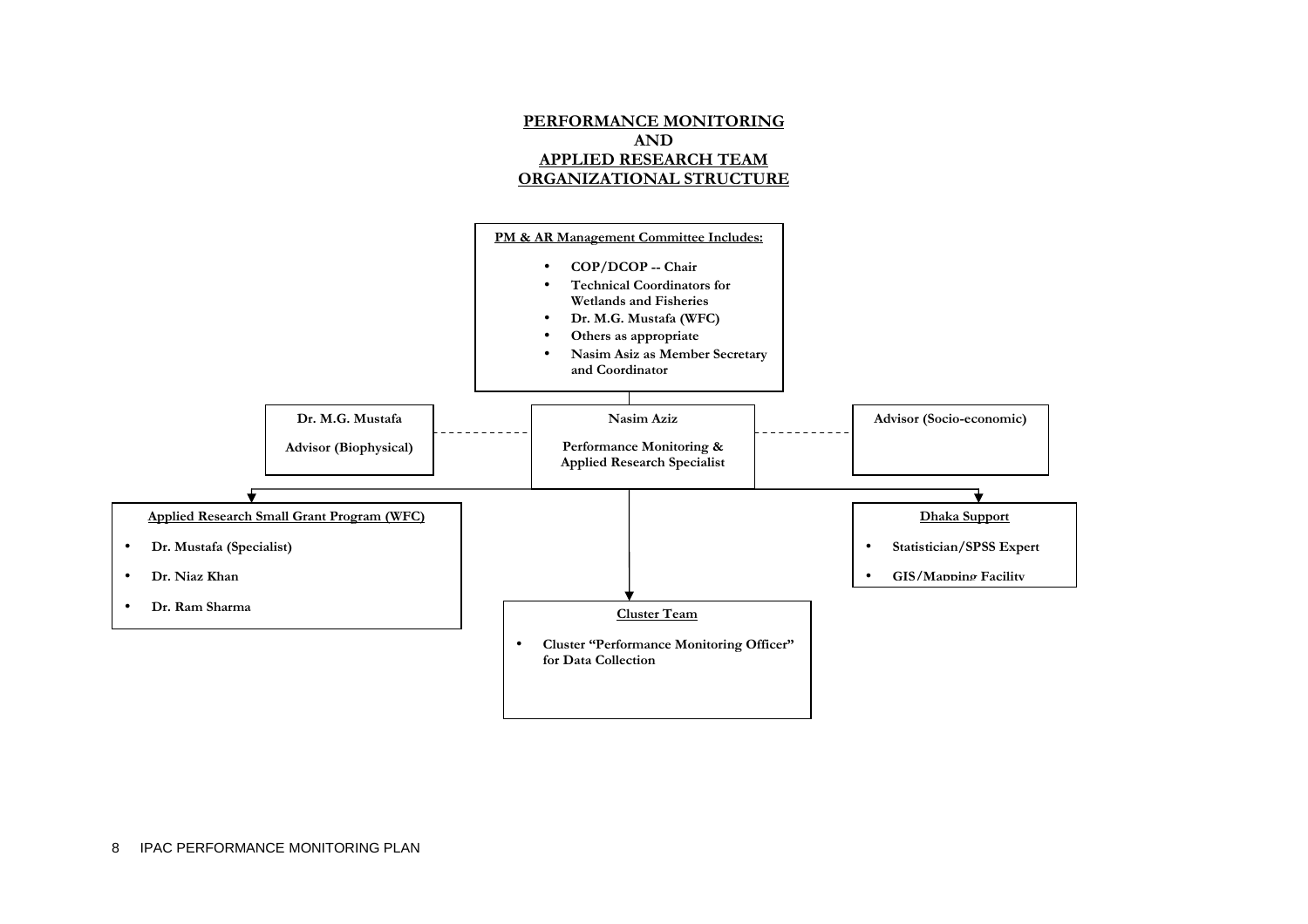# PERFORMANCE MONITORING AND APPLIED RESEARCH TEAM ORGANIZATIONAL STRUCTURE

**PM & AR Management Committee Includes:**

- **COP/DCOP -- Chair**
- **Technical Coordinators for Wetlands and Fisheries**
- **Dr. M.G. Mustafa (WFC)**
- **Others as appropriate**
- **Nasim Asiz as Member Secretary and Coordinator**

**Dr. M.G. Mustafa**

**Advisor (Biophysical)**

**Nasim Aziz**

**Performance Monitoring & Applied Research Specialist**

**Advisor (Socio-economic)**

**Applied Research Small Grant Program (WFC)**

- **Dr. Mustafa (Specialist)**
- **Dr. Niaz Khan**
- **Dr. Ram Sharma**

**Cluster Team**

- **Cluster "Performance Monitoring Officer" for Data Collection**

**Dhaka Support**

- **Statistician/SPSS Expert**
- **GIS/Mapping Facility**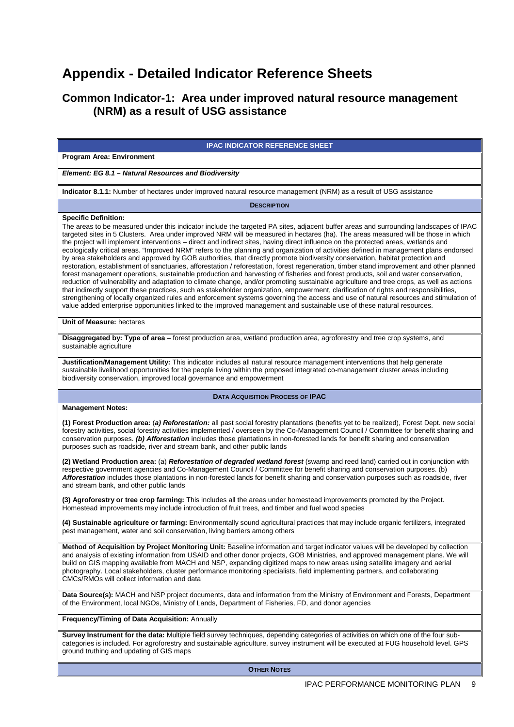# Appendix - Detailed Indicator Reference Sheets

## Common Indicator-1: Area under improved natural resource management (NRM) as a result of USG assistance

| IPAC INDICATOR REFERENCE SHEET |
|---|
| **Program Area: Environment** |
| ***Element: EG 8.1 – Natural Resources and Biodiversity*** |
| **Indicator 8.1.1:** Number of hectares under improved natural resource management (NRM) as a result of USG assistance |
| **DESCRIPTION** |
| **Specific Definition:** The areas to be measured under this indicator include the targeted PA sites, adjacent buffer areas and surrounding landscapes of IPAC targeted sites in 5 Clusters. Area under improved NRM will be measured in hectares (ha). The areas measured will be those in which the project will implement interventions – direct and indirect sites, having direct influence on the protected areas, wetlands and ecologically critical areas. "Improved NRM" refers to the planning and organization of activities defined in management plans endorsed by area stakeholders and approved by GOB authorities, that directly promote biodiversity conservation, habitat protection and restoration, establishment of sanctuaries, afforestation / reforestation, forest regeneration, timber stand improvement and other planned forest management operations, sustainable production and harvesting of fisheries and forest products, soil and water conservation, reduction of vulnerability and adaptation to climate change, and/or promoting sustainable agriculture and tree crops, as well as actions that indirectly support these practices, such as stakeholder organization, empowerment, clarification of rights and responsibilities, strengthening of locally organized rules and enforcement systems governing the access and use of natural resources and stimulation of value added enterprise opportunities linked to the improved management and sustainable use of these natural resources. |
| **Unit of Measure:** hectares |
| **Disaggregated by: Type of area** – forest production area, wetland production area, agroforestry and tree crop systems, and sustainable agriculture |
| **Justification/Management Utility:** This indicator includes all natural resource management interventions that help generate sustainable livelihood opportunities for the people living within the proposed integrated co-management cluster areas including biodiversity conservation, improved local governance and empowerment |
| **DATA ACQUISITION PROCESS OF IPAC** |
| **Management Notes:**<br><br>**(1) Forest Production area:** (***a) Reforestation:*** all past social forestry plantations (benefits yet to be realized), Forest Dept. new social forestry activities, social forestry activities implemented / overseen by the Co-Management Council / Committee for benefit sharing and conservation purposes. ***(b) Afforestation*** includes those plantations in non-forested lands for benefit sharing and conservation purposes such as roadside, river and stream bank, and other public lands<br><br>**(2) Wetland Production area:** (a) ***Reforestation of degraded wetland forest*** (swamp and reed land) carried out in conjunction with respective government agencies and Co-Management Council / Committee for benefit sharing and conservation purposes. (b) ***Afforestation*** includes those plantations in non-forested lands for benefit sharing and conservation purposes such as roadside, river and stream bank, and other public lands<br><br>**(3) Agroforestry or tree crop farming:** This includes all the areas under homestead improvements promoted by the Project. Homestead improvements may include introduction of fruit trees, and timber and fuel wood species<br><br>**(4) Sustainable agriculture or farming:** Environmentally sound agricultural practices that may include organic fertilizers, integrated pest management, water and soil conservation, living barriers among others |
| **Method of Acquisition by Project Monitoring Unit:** Baseline information and target indicator values will be developed by collection and analysis of existing information from USAID and other donor projects, GOB Ministries, and approved management plans. We will build on GIS mapping available from MACH and NSP, expanding digitized maps to new areas using satellite imagery and aerial photography. Local stakeholders, cluster performance monitoring specialists, field implementing partners, and collaborating CMCs/RMOs will collect information and data |
| **Data Source(s):** MACH and NSP project documents, data and information from the Ministry of Environment and Forests, Department of the Environment, local NGOs, Ministry of Lands, Department of Fisheries, FD, and donor agencies |
| **Frequency/Timing of Data Acquisition:** Annually |
| **Survey Instrument for the data:** Multiple field survey techniques, depending categories of activities on which one of the four sub-categories is included. For agroforestry and sustainable agriculture, survey instrument will be executed at FUG household level. GPS ground truthing and updating of GIS maps |
| **OTHER NOTES** |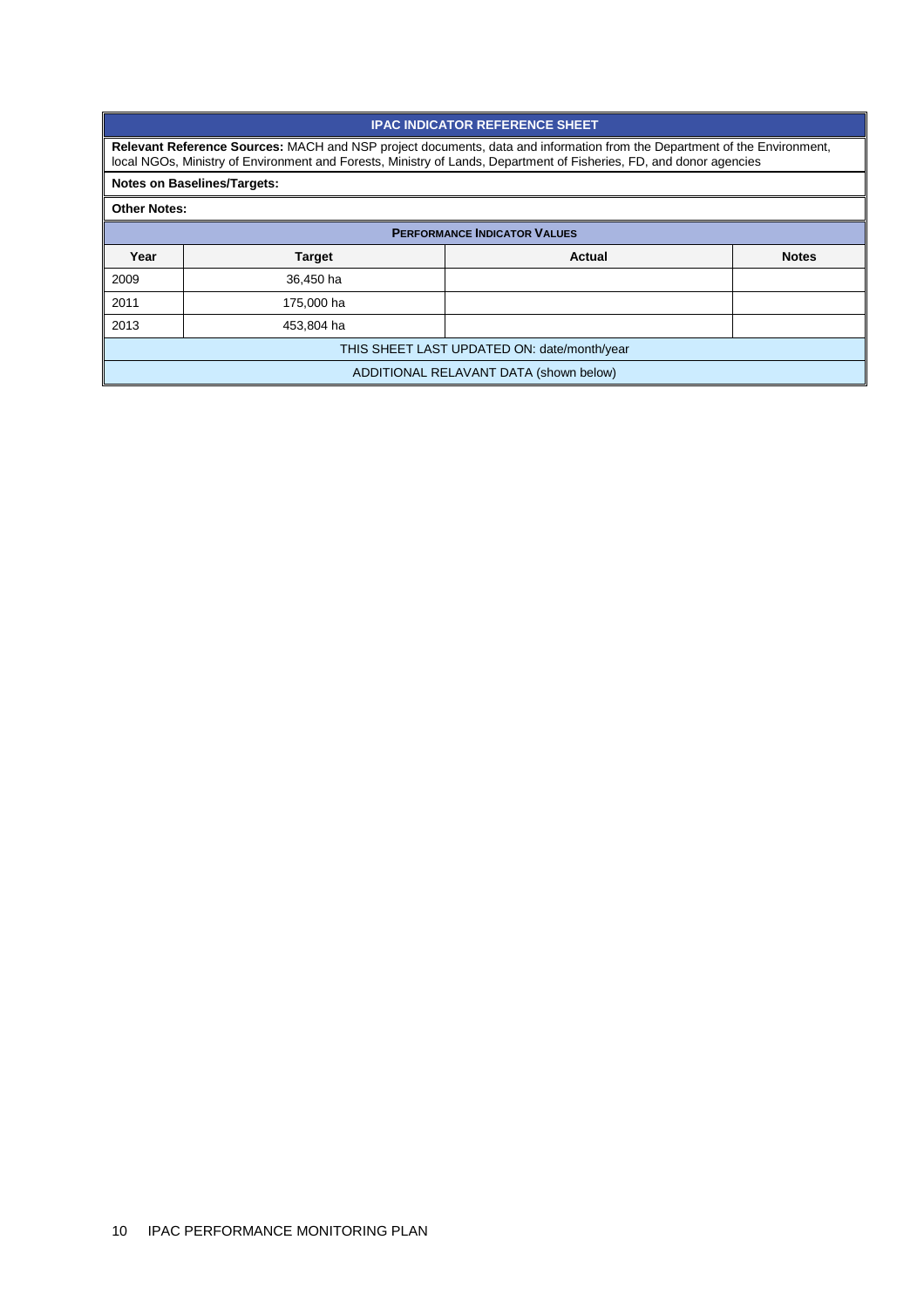| IPAC INDICATOR REFERENCE SHEET | | | |
|---|---|---|---|
| **Relevant Reference Sources:** MACH and NSP project documents, data and information from the Department of the Environment, local NGOs, Ministry of Environment and Forests, Ministry of Lands, Department of Fisheries, FD, and donor agencies | | | |
| **Notes on Baselines/Targets:** | | | |
| **Other Notes:** | | | |
| **PERFORMANCE INDICATOR VALUES** | | | |
| **Year** | **Target** | **Actual** | **Notes** |
| 2009 | 36,450 ha | | |
| 2011 | 175,000 ha | | |
| 2013 | 453,804 ha | | |
| THIS SHEET LAST UPDATED ON: date/month/year | | | |
| ADDITIONAL RELAVANT DATA (shown below) | | | |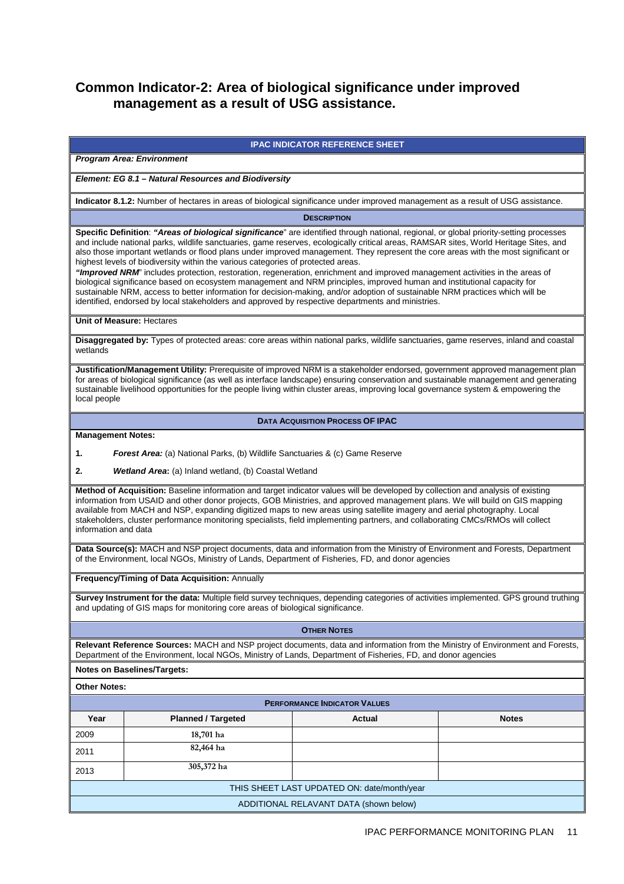## Common Indicator-2: Area of biological significance under improved management as a result of USG assistance.

| **IPAC INDICATOR REFERENCE SHEET** | | | |
|---|---|---|---|
| ***Program Area: Environment*** | | | |
| ***Element: EG 8.1 – Natural Resources and Biodiversity*** | | | |
| **Indicator 8.1.2:** Number of hectares in areas of biological significance under improved management as a result of USG assistance. | | | |
| **DESCRIPTION** | | | |
| **Specific Definition**: ***"Areas of biological significance***" are identified through national, regional, or global priority-setting processes and include national parks, wildlife sanctuaries, game reserves, ecologically critical areas, RAMSAR sites, World Heritage Sites, and also those important wetlands or flood plains under improved management. They represent the core areas with the most significant or highest levels of biodiversity within the various categories of protected areas. ***"Improved NRM***" includes protection, restoration, regeneration, enrichment and improved management activities in the areas of biological significance based on ecosystem management and NRM principles, improved human and institutional capacity for sustainable NRM, access to better information for decision-making, and/or adoption of sustainable NRM practices which will be identified, endorsed by local stakeholders and approved by respective departments and ministries. | | | |
| **Unit of Measure:** Hectares | | | |
| **Disaggregated by:** Types of protected areas: core areas within national parks, wildlife sanctuaries, game reserves, inland and coastal wetlands | | | |
| **Justification/Management Utility:** Prerequisite of improved NRM is a stakeholder endorsed, government approved management plan for areas of biological significance (as well as interface landscape) ensuring conservation and sustainable management and generating sustainable livelihood opportunities for the people living within cluster areas, improving local governance system & empowering the local people | | | |
| **DATA ACQUISITION PROCESS OF IPAC** | | | |
| **Management Notes:** 1. ***Forest Area:*** (a) National Parks, (b) Wildlife Sanctuaries & (c) Game Reserve 2. ***Wetland Area*:** (a) Inland wetland, (b) Coastal Wetland | | | |
| **Method of Acquisition:** Baseline information and target indicator values will be developed by collection and analysis of existing information from USAID and other donor projects, GOB Ministries, and approved management plans. We will build on GIS mapping available from MACH and NSP, expanding digitized maps to new areas using satellite imagery and aerial photography. Local stakeholders, cluster performance monitoring specialists, field implementing partners, and collaborating CMCs/RMOs will collect information and data | | | |
| **Data Source(s):** MACH and NSP project documents, data and information from the Ministry of Environment and Forests, Department of the Environment, local NGOs, Ministry of Lands, Department of Fisheries, FD, and donor agencies | | | |
| **Frequency/Timing of Data Acquisition:** Annually | | | |
| **Survey Instrument for the data:** Multiple field survey techniques, depending categories of activities implemented. GPS ground truthing and updating of GIS maps for monitoring core areas of biological significance. | | | |
| **OTHER NOTES** | | | |
| **Relevant Reference Sources:** MACH and NSP project documents, data and information from the Ministry of Environment and Forests, Department of the Environment, local NGOs, Ministry of Lands, Department of Fisheries, FD, and donor agencies | | | |
| **Notes on Baselines/Targets:** | | | |
| **Other Notes:** | | | |
| **PERFORMANCE INDICATOR VALUES** | | | |
| **Year** | **Planned / Targeted** | **Actual** | **Notes** |
| 2009 | 18,701 ha | | |
| 2011 | 82,464 ha | | |
| 2013 | 305,372 ha | | |
| THIS SHEET LAST UPDATED ON: date/month/year | | | |
| ADDITIONAL RELAVANT DATA (shown below) | | | |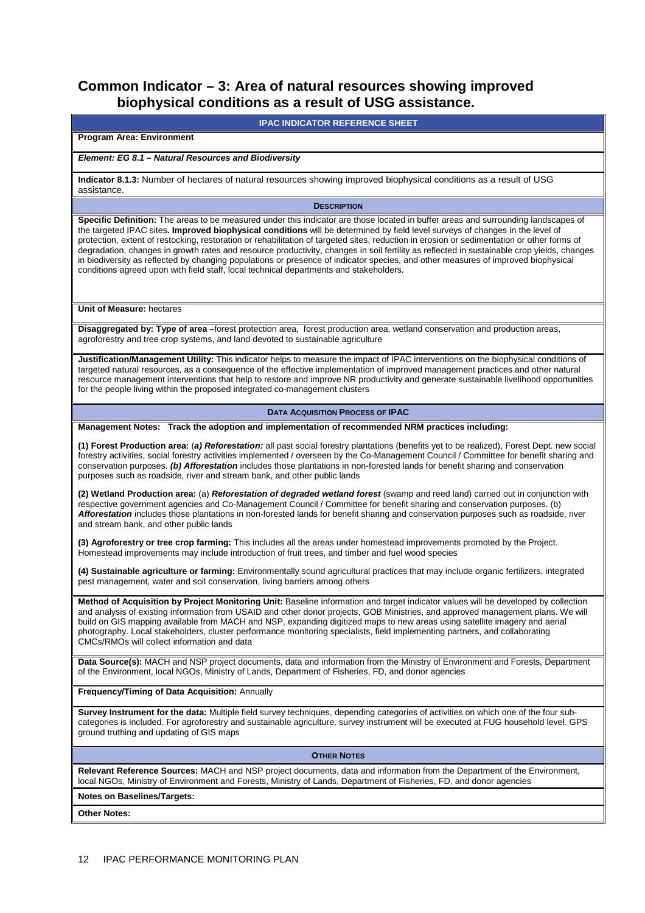## Common Indicator – 3: Area of natural resources showing improved biophysical conditions as a result of USG assistance.

**IPAC INDICATOR REFERENCE SHEET**

**Program Area: Environment**

***Element: EG 8.1 – Natural Resources and Biodiversity***

**Indicator 8.1.3:** Number of hectares of natural resources showing improved biophysical conditions as a result of USG assistance.

**DESCRIPTION**

**Specific Definition:** The areas to be measured under this indicator are those located in buffer areas and surrounding landscapes of the targeted IPAC sites**. Improved biophysical conditions** will be determined by field level surveys of changes in the level of protection, extent of restocking, restoration or rehabilitation of targeted sites, reduction in erosion or sedimentation or other forms of degradation, changes in growth rates and resource productivity, changes in soil fertility as reflected in sustainable crop yields, changes in biodiversity as reflected by changing populations or presence of indicator species, and other measures of improved biophysical conditions agreed upon with field staff, local technical departments and stakeholders.

**Unit of Measure:** hectares

**Disaggregated by: Type of area** –forest protection area, forest production area, wetland conservation and production areas, agroforestry and tree crop systems, and land devoted to sustainable agriculture

**Justification/Management Utility:** This indicator helps to measure the impact of IPAC interventions on the biophysical conditions of targeted natural resources, as a consequence of the effective implementation of improved management practices and other natural resource management interventions that help to restore and improve NR productivity and generate sustainable livelihood opportunities for the people living within the proposed integrated co-management clusters

**DATA ACQUISITION PROCESS OF IPAC**

**Management Notes: Track the adoption and implementation of recommended NRM practices including:**

**(1) Forest Production area:** (***a) Reforestation:*** all past social forestry plantations (benefits yet to be realized), Forest Dept. new social forestry activities, social forestry activities implemented / overseen by the Co-Management Council / Committee for benefit sharing and conservation purposes. ***(b) Afforestation*** includes those plantations in non-forested lands for benefit sharing and conservation purposes such as roadside, river and stream bank, and other public lands

**(2) Wetland Production area:** (a) ***Reforestation of degraded wetland forest*** (swamp and reed land) carried out in conjunction with respective government agencies and Co-Management Council / Committee for benefit sharing and conservation purposes. (b) ***Afforestation*** includes those plantations in non-forested lands for benefit sharing and conservation purposes such as roadside, river and stream bank, and other public lands

**(3) Agroforestry or tree crop farming:** This includes all the areas under homestead improvements promoted by the Project. Homestead improvements may include introduction of fruit trees, and timber and fuel wood species

**(4) Sustainable agriculture or farming:** Environmentally sound agricultural practices that may include organic fertilizers, integrated pest management, water and soil conservation, living barriers among others

**Method of Acquisition by Project Monitoring Unit:** Baseline information and target indicator values will be developed by collection and analysis of existing information from USAID and other donor projects, GOB Ministries, and approved management plans. We will build on GIS mapping available from MACH and NSP, expanding digitized maps to new areas using satellite imagery and aerial photography. Local stakeholders, cluster performance monitoring specialists, field implementing partners, and collaborating CMCs/RMOs will collect information and data

**Data Source(s):** MACH and NSP project documents, data and information from the Ministry of Environment and Forests, Department of the Environment, local NGOs, Ministry of Lands, Department of Fisheries, FD, and donor agencies

**Frequency/Timing of Data Acquisition:** Annually

**Survey Instrument for the data:** Multiple field survey techniques, depending categories of activities on which one of the four sub-categories is included. For agroforestry and sustainable agriculture, survey instrument will be executed at FUG household level. GPS ground truthing and updating of GIS maps

**OTHER NOTES**

**Relevant Reference Sources:** MACH and NSP project documents, data and information from the Department of the Environment, local NGOs, Ministry of Environment and Forests, Ministry of Lands, Department of Fisheries, FD, and donor agencies

**Notes on Baselines/Targets:**

**Other Notes:**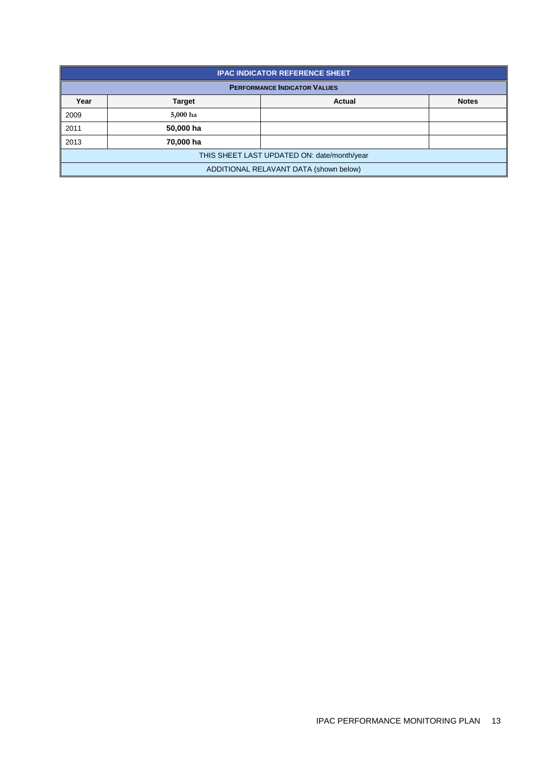| IPAC INDICATOR REFERENCE SHEET | | | |
|---|---|---|---|
| **PERFORMANCE INDICATOR VALUES** | | | |
| **Year** | **Target** | **Actual** | **Notes** |
| 2009 | 5,000 ha | | |
| 2011 | **50,000 ha** | | |
| 2013 | **70,000 ha** | | |
| THIS SHEET LAST UPDATED ON: date/month/year | | | |
| ADDITIONAL RELAVANT DATA (shown below) | | | |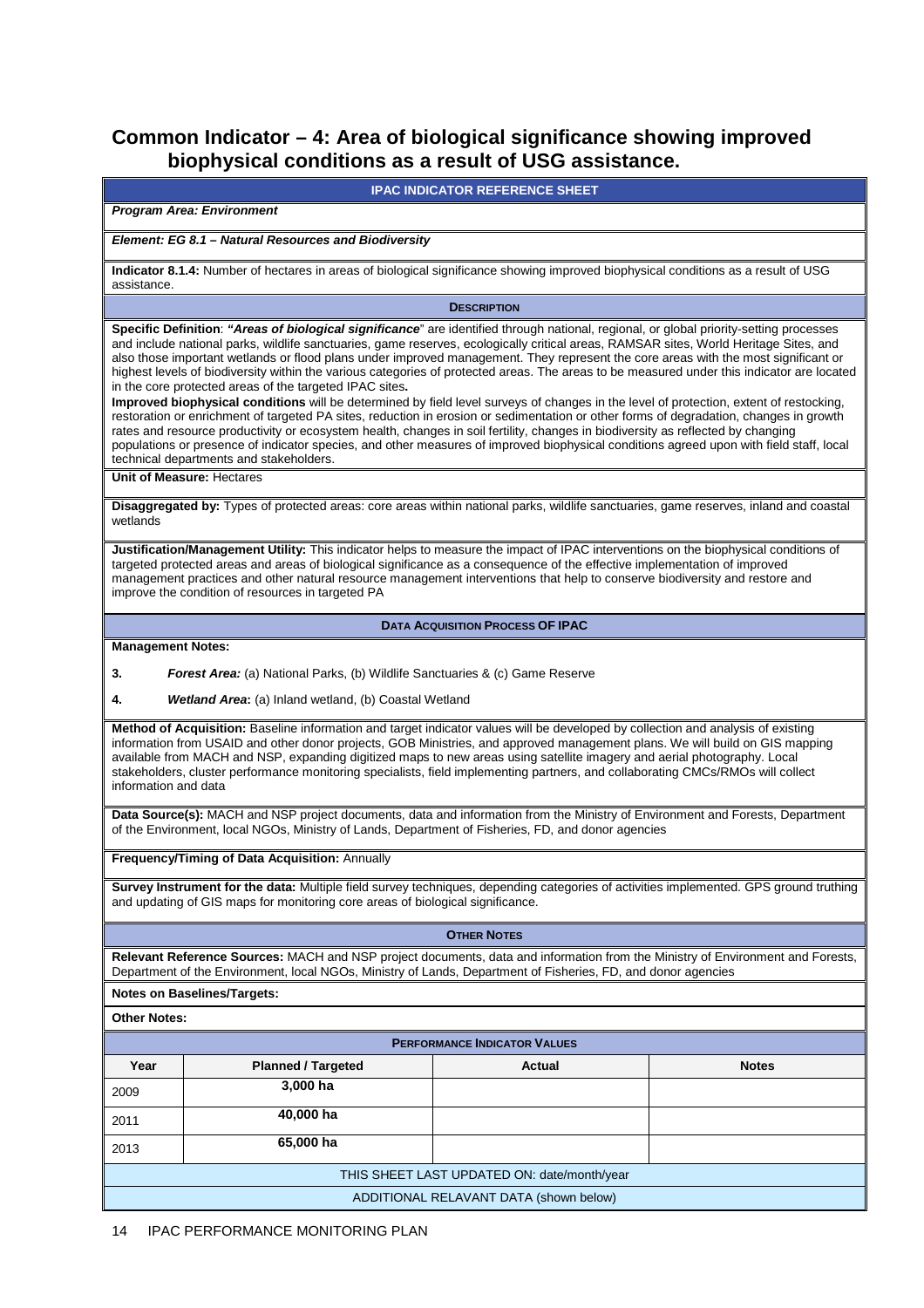# Common Indicator – 4: Area of biological significance showing improved biophysical conditions as a result of USG assistance.

**IPAC INDICATOR REFERENCE SHEET**

***Program Area: Environment***

***Element: EG 8.1 – Natural Resources and Biodiversity***

**Indicator 8.1.4:** Number of hectares in areas of biological significance showing improved biophysical conditions as a result of USG assistance.

**DESCRIPTION**

**Specific Definition**: ***"Areas of biological significance***" are identified through national, regional, or global priority-setting processes and include national parks, wildlife sanctuaries, game reserves, ecologically critical areas, RAMSAR sites, World Heritage Sites, and also those important wetlands or flood plans under improved management. They represent the core areas with the most significant or highest levels of biodiversity within the various categories of protected areas. The areas to be measured under this indicator are located in the core protected areas of the targeted IPAC sites**.**

**Improved biophysical conditions** will be determined by field level surveys of changes in the level of protection, extent of restocking, restoration or enrichment of targeted PA sites, reduction in erosion or sedimentation or other forms of degradation, changes in growth rates and resource productivity or ecosystem health, changes in soil fertility, changes in biodiversity as reflected by changing populations or presence of indicator species, and other measures of improved biophysical conditions agreed upon with field staff, local technical departments and stakeholders.

**Unit of Measure:** Hectares

**Disaggregated by:** Types of protected areas: core areas within national parks, wildlife sanctuaries, game reserves, inland and coastal wetlands

**Justification/Management Utility:** This indicator helps to measure the impact of IPAC interventions on the biophysical conditions of targeted protected areas and areas of biological significance as a consequence of the effective implementation of improved management practices and other natural resource management interventions that help to conserve biodiversity and restore and improve the condition of resources in targeted PA

**DATA ACQUISITION PROCESS OF IPAC**

**Management Notes:**

3. ***Forest Area:*** (a) National Parks, (b) Wildlife Sanctuaries & (c) Game Reserve

4. ***Wetland Area*:** (a) Inland wetland, (b) Coastal Wetland

**Method of Acquisition:** Baseline information and target indicator values will be developed by collection and analysis of existing information from USAID and other donor projects, GOB Ministries, and approved management plans. We will build on GIS mapping available from MACH and NSP, expanding digitized maps to new areas using satellite imagery and aerial photography. Local stakeholders, cluster performance monitoring specialists, field implementing partners, and collaborating CMCs/RMOs will collect information and data

**Data Source(s):** MACH and NSP project documents, data and information from the Ministry of Environment and Forests, Department of the Environment, local NGOs, Ministry of Lands, Department of Fisheries, FD, and donor agencies

**Frequency/Timing of Data Acquisition:** Annually

**Survey Instrument for the data:** Multiple field survey techniques, depending categories of activities implemented. GPS ground truthing and updating of GIS maps for monitoring core areas of biological significance.

**OTHER NOTES**

**Relevant Reference Sources:** MACH and NSP project documents, data and information from the Ministry of Environment and Forests, Department of the Environment, local NGOs, Ministry of Lands, Department of Fisheries, FD, and donor agencies

**Notes on Baselines/Targets:**

**Other Notes:**

**PERFORMANCE INDICATOR VALUES**

| Year | Planned / Targeted | Actual | Notes |
|---|---|---|---|
| 2009 | **3,000 ha** | | |
| 2011 | **40,000 ha** | | |
| 2013 | **65,000 ha** | | |

THIS SHEET LAST UPDATED ON: date/month/year

ADDITIONAL RELAVANT DATA (shown below)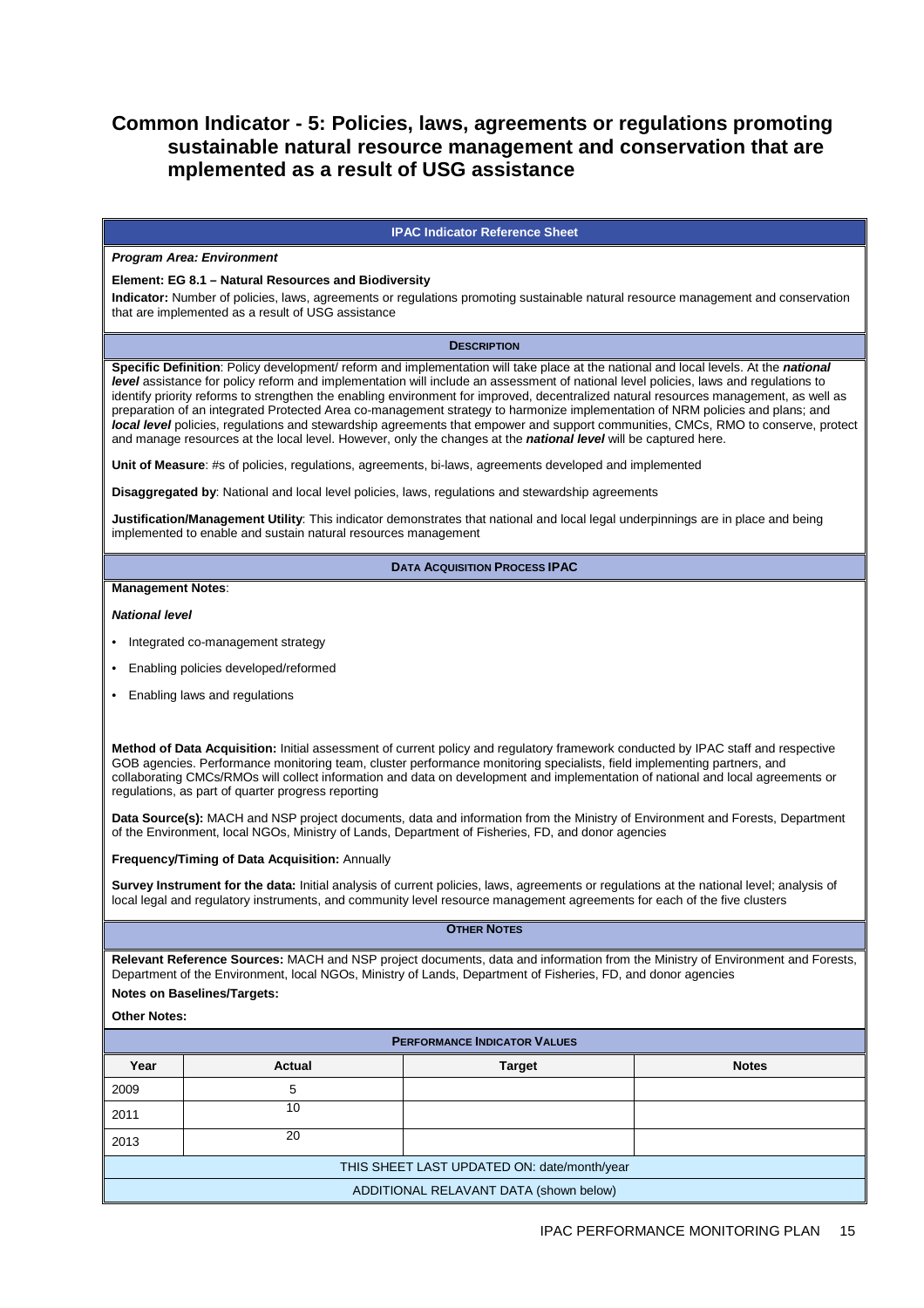## Common Indicator - 5: Policies, laws, agreements or regulations promoting sustainable natural resource management and conservation that are mplemented as a result of USG assistance

**IPAC Indicator Reference Sheet**

***Program Area: Environment***

**Element: EG 8.1 – Natural Resources and Biodiversity**

**Indicator:** Number of policies, laws, agreements or regulations promoting sustainable natural resource management and conservation that are implemented as a result of USG assistance

**DESCRIPTION**

**Specific Definition**: Policy development/ reform and implementation will take place at the national and local levels. At the ***national level*** assistance for policy reform and implementation will include an assessment of national level policies, laws and regulations to identify priority reforms to strengthen the enabling environment for improved, decentralized natural resources management, as well as preparation of an integrated Protected Area co-management strategy to harmonize implementation of NRM policies and plans; and ***local level*** policies, regulations and stewardship agreements that empower and support communities, CMCs, RMO to conserve, protect and manage resources at the local level. However, only the changes at the ***national level*** will be captured here.

**Unit of Measure**: #s of policies, regulations, agreements, bi-laws, agreements developed and implemented

**Disaggregated by**: National and local level policies, laws, regulations and stewardship agreements

**Justification/Management Utility**: This indicator demonstrates that national and local legal underpinnings are in place and being implemented to enable and sustain natural resources management

**DATA ACQUISITION PROCESS IPAC**

**Management Notes**:

***National level***

- Integrated co-management strategy
- Enabling policies developed/reformed
- Enabling laws and regulations

**Method of Data Acquisition:** Initial assessment of current policy and regulatory framework conducted by IPAC staff and respective GOB agencies. Performance monitoring team, cluster performance monitoring specialists, field implementing partners, and collaborating CMCs/RMOs will collect information and data on development and implementation of national and local agreements or regulations, as part of quarter progress reporting

**Data Source(s):** MACH and NSP project documents, data and information from the Ministry of Environment and Forests, Department of the Environment, local NGOs, Ministry of Lands, Department of Fisheries, FD, and donor agencies

**Frequency/Timing of Data Acquisition:** Annually

**Survey Instrument for the data:** Initial analysis of current policies, laws, agreements or regulations at the national level; analysis of local legal and regulatory instruments, and community level resource management agreements for each of the five clusters

**OTHER NOTES**

**Relevant Reference Sources:** MACH and NSP project documents, data and information from the Ministry of Environment and Forests, Department of the Environment, local NGOs, Ministry of Lands, Department of Fisheries, FD, and donor agencies

**Notes on Baselines/Targets:**

**Other Notes:**

**PERFORMANCE INDICATOR VALUES**

| Year | Actual | Target | Notes |
|---|---|---|---|
| 2009 | 5 | | |
| 2011 | 10 | | |
| 2013 | 20 | | |

THIS SHEET LAST UPDATED ON: date/month/year

ADDITIONAL RELAVANT DATA (shown below)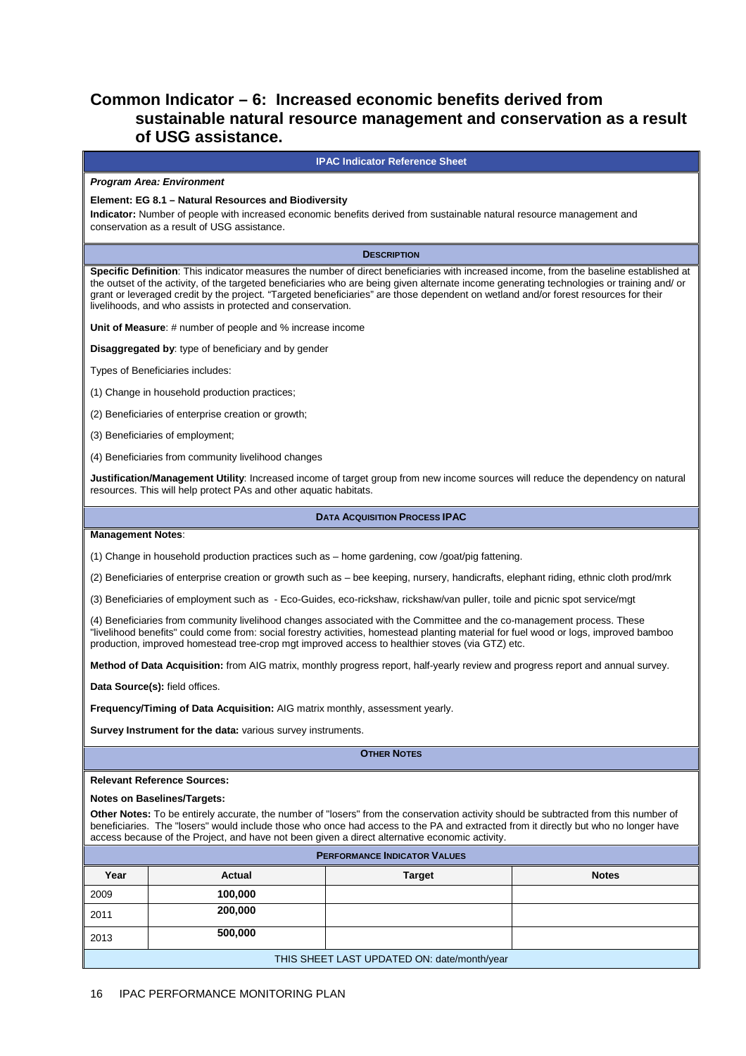## Common Indicator – 6: Increased economic benefits derived from sustainable natural resource management and conservation as a result of USG assistance.

**IPAC Indicator Reference Sheet**

***Program Area: Environment***

**Element: EG 8.1 – Natural Resources and Biodiversity**

**Indicator:** Number of people with increased economic benefits derived from sustainable natural resource management and conservation as a result of USG assistance.

**DESCRIPTION**

**Specific Definition**: This indicator measures the number of direct beneficiaries with increased income, from the baseline established at the outset of the activity, of the targeted beneficiaries who are being given alternate income generating technologies or training and/ or grant or leveraged credit by the project. "Targeted beneficiaries" are those dependent on wetland and/or forest resources for their livelihoods, and who assists in protected and conservation.

**Unit of Measure**: # number of people and % increase income

**Disaggregated by**: type of beneficiary and by gender

Types of Beneficiaries includes:

(1) Change in household production practices;

(2) Beneficiaries of enterprise creation or growth;

(3) Beneficiaries of employment;

(4) Beneficiaries from community livelihood changes

**Justification/Management Utility**: Increased income of target group from new income sources will reduce the dependency on natural resources. This will help protect PAs and other aquatic habitats.

**DATA ACQUISITION PROCESS IPAC**

**Management Notes**:

(1) Change in household production practices such as – home gardening, cow /goat/pig fattening.

(2) Beneficiaries of enterprise creation or growth such as – bee keeping, nursery, handicrafts, elephant riding, ethnic cloth prod/mrk

(3) Beneficiaries of employment such as - Eco-Guides, eco-rickshaw, rickshaw/van puller, toile and picnic spot service/mgt

(4) Beneficiaries from community livelihood changes associated with the Committee and the co-management process. These "livelihood benefits" could come from: social forestry activities, homestead planting material for fuel wood or logs, improved bamboo production, improved homestead tree-crop mgt improved access to healthier stoves (via GTZ) etc.

**Method of Data Acquisition:** from AIG matrix, monthly progress report, half-yearly review and progress report and annual survey.

**Data Source(s):** field offices.

**Frequency/Timing of Data Acquisition:** AIG matrix monthly, assessment yearly.

**Survey Instrument for the data:** various survey instruments.

**OTHER NOTES**

**Relevant Reference Sources:**

**Notes on Baselines/Targets:**

**Other Notes:** To be entirely accurate, the number of "losers" from the conservation activity should be subtracted from this number of beneficiaries. The "losers" would include those who once had access to the PA and extracted from it directly but who no longer have access because of the Project, and have not been given a direct alternative economic activity.

**PERFORMANCE INDICATOR VALUES**

| Year | Actual | Target | Notes |
|---|---|---|---|
| 2009 | **100,000** | | |
| 2011 | **200,000** | | |
| 2013 | **500,000** | | |

THIS SHEET LAST UPDATED ON: date/month/year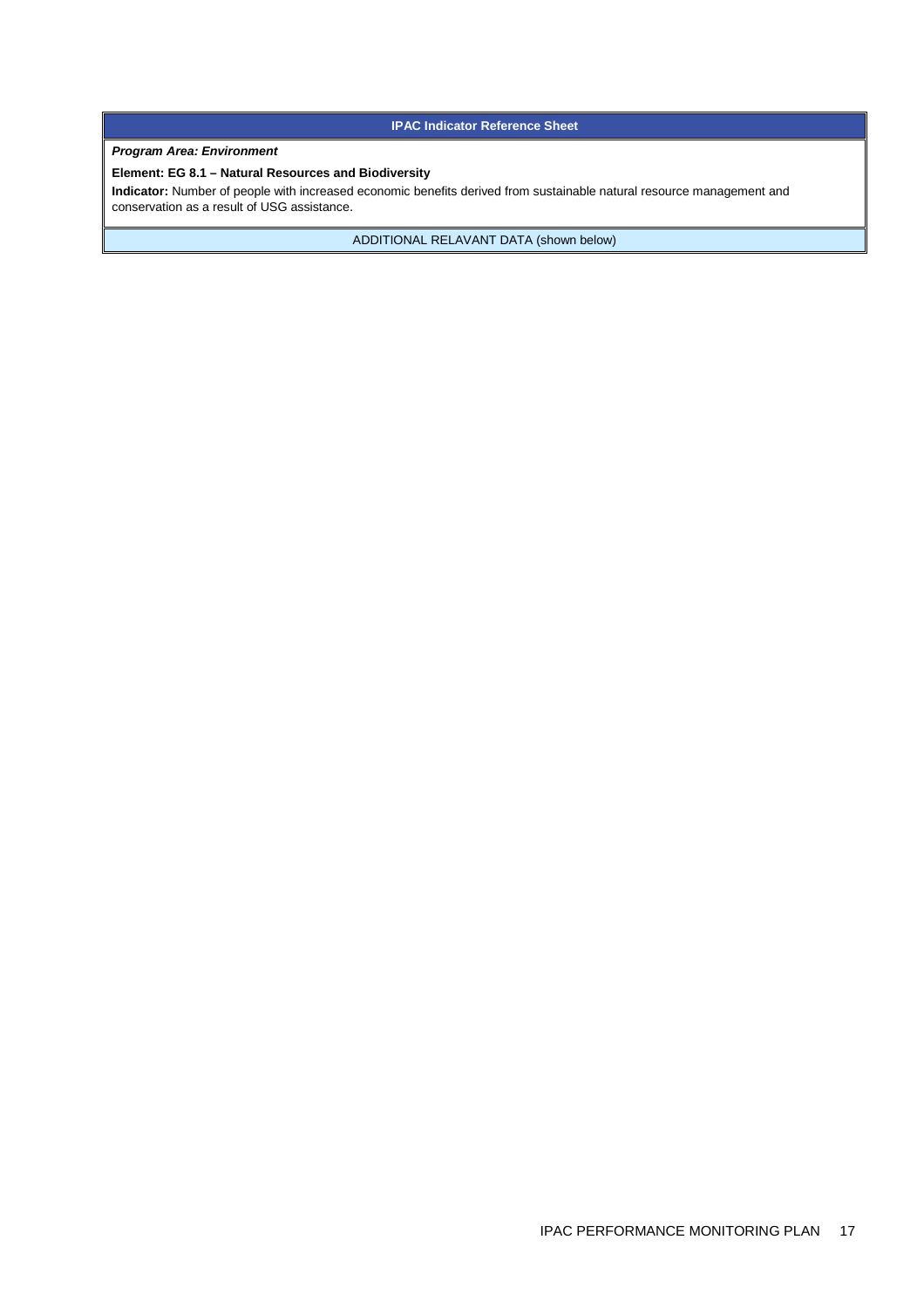| IPAC Indicator Reference Sheet |
| --- |
| ***Program Area: Environment***<br><br>**Element: EG 8.1 – Natural Resources and Biodiversity**<br><br>**Indicator:** Number of people with increased economic benefits derived from sustainable natural resource management and conservation as a result of USG assistance. |
| ADDITIONAL RELAVANT DATA (shown below) |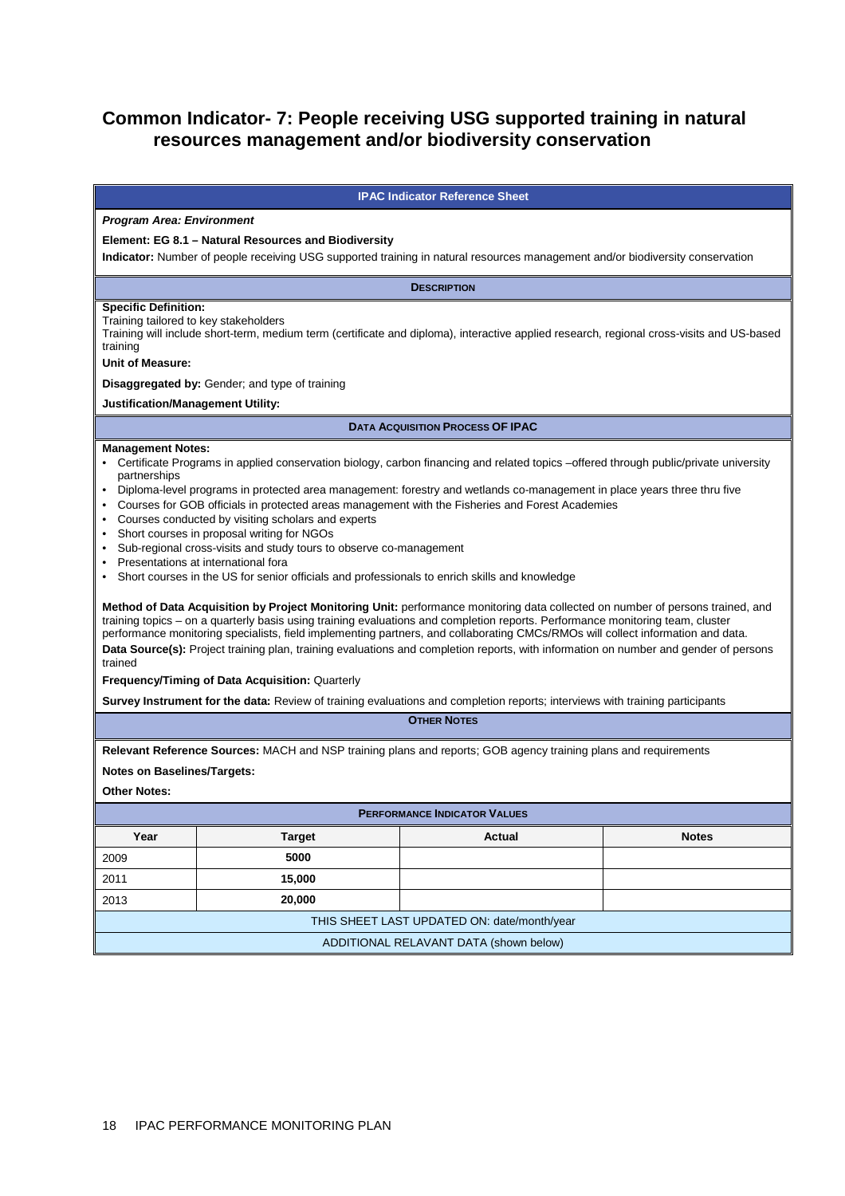# Common Indicator- 7: People receiving USG supported training in natural resources management and/or biodiversity conservation

**IPAC Indicator Reference Sheet**

***Program Area: Environment***

**Element: EG 8.1 – Natural Resources and Biodiversity**

**Indicator:** Number of people receiving USG supported training in natural resources management and/or biodiversity conservation

**DESCRIPTION**

**Specific Definition:**
Training tailored to key stakeholders
Training will include short-term, medium term (certificate and diploma), interactive applied research, regional cross-visits and US-based training

**Unit of Measure:**

**Disaggregated by:** Gender; and type of training

**Justification/Management Utility:**

**DATA ACQUISITION PROCESS OF IPAC**

**Management Notes:**

- Certificate Programs in applied conservation biology, carbon financing and related topics –offered through public/private university partnerships
- Diploma-level programs in protected area management: forestry and wetlands co-management in place years three thru five
- Courses for GOB officials in protected areas management with the Fisheries and Forest Academies
- Courses conducted by visiting scholars and experts
- Short courses in proposal writing for NGOs
- Sub-regional cross-visits and study tours to observe co-management
- Presentations at international fora
- Short courses in the US for senior officials and professionals to enrich skills and knowledge

**Method of Data Acquisition by Project Monitoring Unit:** performance monitoring data collected on number of persons trained, and training topics – on a quarterly basis using training evaluations and completion reports. Performance monitoring team, cluster performance monitoring specialists, field implementing partners, and collaborating CMCs/RMOs will collect information and data.

**Data Source(s):** Project training plan, training evaluations and completion reports, with information on number and gender of persons trained

**Frequency/Timing of Data Acquisition:** Quarterly

**Survey Instrument for the data:** Review of training evaluations and completion reports; interviews with training participants

**OTHER NOTES**

**Relevant Reference Sources:** MACH and NSP training plans and reports; GOB agency training plans and requirements

**Notes on Baselines/Targets:**

**Other Notes:**

**PERFORMANCE INDICATOR VALUES**

| Year | Target | Actual | Notes |
|---|---|---|---|
| 2009 | **5000** | | |
| 2011 | **15,000** | | |
| 2013 | **20,000** | | |

THIS SHEET LAST UPDATED ON: date/month/year

ADDITIONAL RELAVANT DATA (shown below)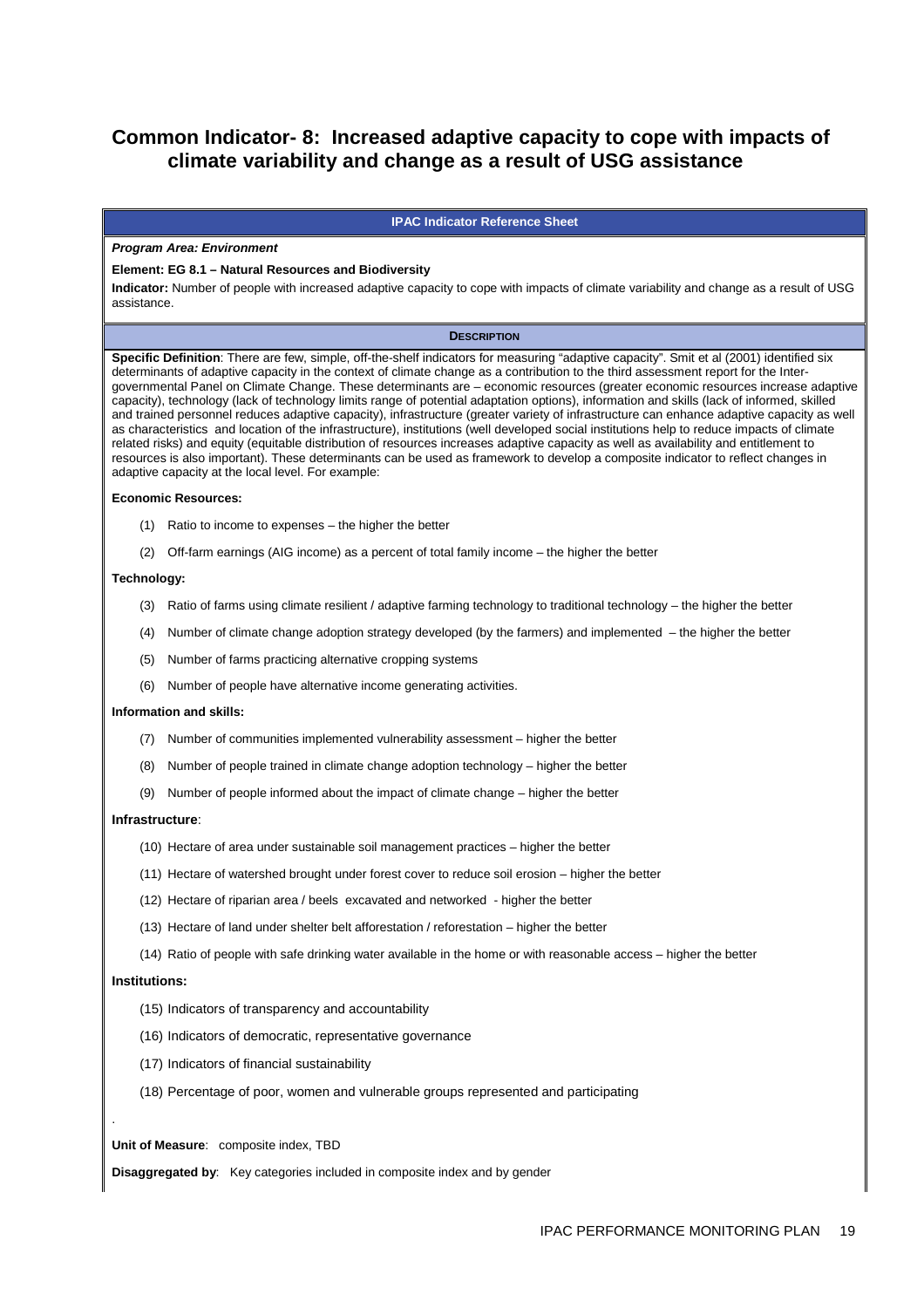# Common Indicator- 8: Increased adaptive capacity to cope with impacts of climate variability and change as a result of USG assistance

**IPAC Indicator Reference Sheet**

***Program Area: Environment***

**Element: EG 8.1 – Natural Resources and Biodiversity**

**Indicator:** Number of people with increased adaptive capacity to cope with impacts of climate variability and change as a result of USG assistance.

**DESCRIPTION**

**Specific Definition**: There are few, simple, off-the-shelf indicators for measuring "adaptive capacity". Smit et al (2001) identified six determinants of adaptive capacity in the context of climate change as a contribution to the third assessment report for the Inter-governmental Panel on Climate Change. These determinants are – economic resources (greater economic resources increase adaptive capacity), technology (lack of technology limits range of potential adaptation options), information and skills (lack of informed, skilled and trained personnel reduces adaptive capacity), infrastructure (greater variety of infrastructure can enhance adaptive capacity as well as characteristics and location of the infrastructure), institutions (well developed social institutions help to reduce impacts of climate related risks) and equity (equitable distribution of resources increases adaptive capacity as well as availability and entitlement to resources is also important). These determinants can be used as framework to develop a composite indicator to reflect changes in adaptive capacity at the local level. For example:

**Economic Resources:**

(1) Ratio to income to expenses – the higher the better

(2) Off-farm earnings (AIG income) as a percent of total family income – the higher the better

**Technology:**

(3) Ratio of farms using climate resilient / adaptive farming technology to traditional technology – the higher the better

(4) Number of climate change adoption strategy developed (by the farmers) and implemented – the higher the better

(5) Number of farms practicing alternative cropping systems

(6) Number of people have alternative income generating activities.

**Information and skills:**

(7) Number of communities implemented vulnerability assessment – higher the better

(8) Number of people trained in climate change adoption technology – higher the better

(9) Number of people informed about the impact of climate change – higher the better

**Infrastructure**:

(10) Hectare of area under sustainable soil management practices – higher the better

(11) Hectare of watershed brought under forest cover to reduce soil erosion – higher the better

(12) Hectare of riparian area / beels excavated and networked - higher the better

(13) Hectare of land under shelter belt afforestation / reforestation – higher the better

(14) Ratio of people with safe drinking water available in the home or with reasonable access – higher the better

**Institutions:**

(15) Indicators of transparency and accountability

(16) Indicators of democratic, representative governance

(17) Indicators of financial sustainability

(18) Percentage of poor, women and vulnerable groups represented and participating

.

**Unit of Measure**: composite index, TBD

**Disaggregated by**: Key categories included in composite index and by gender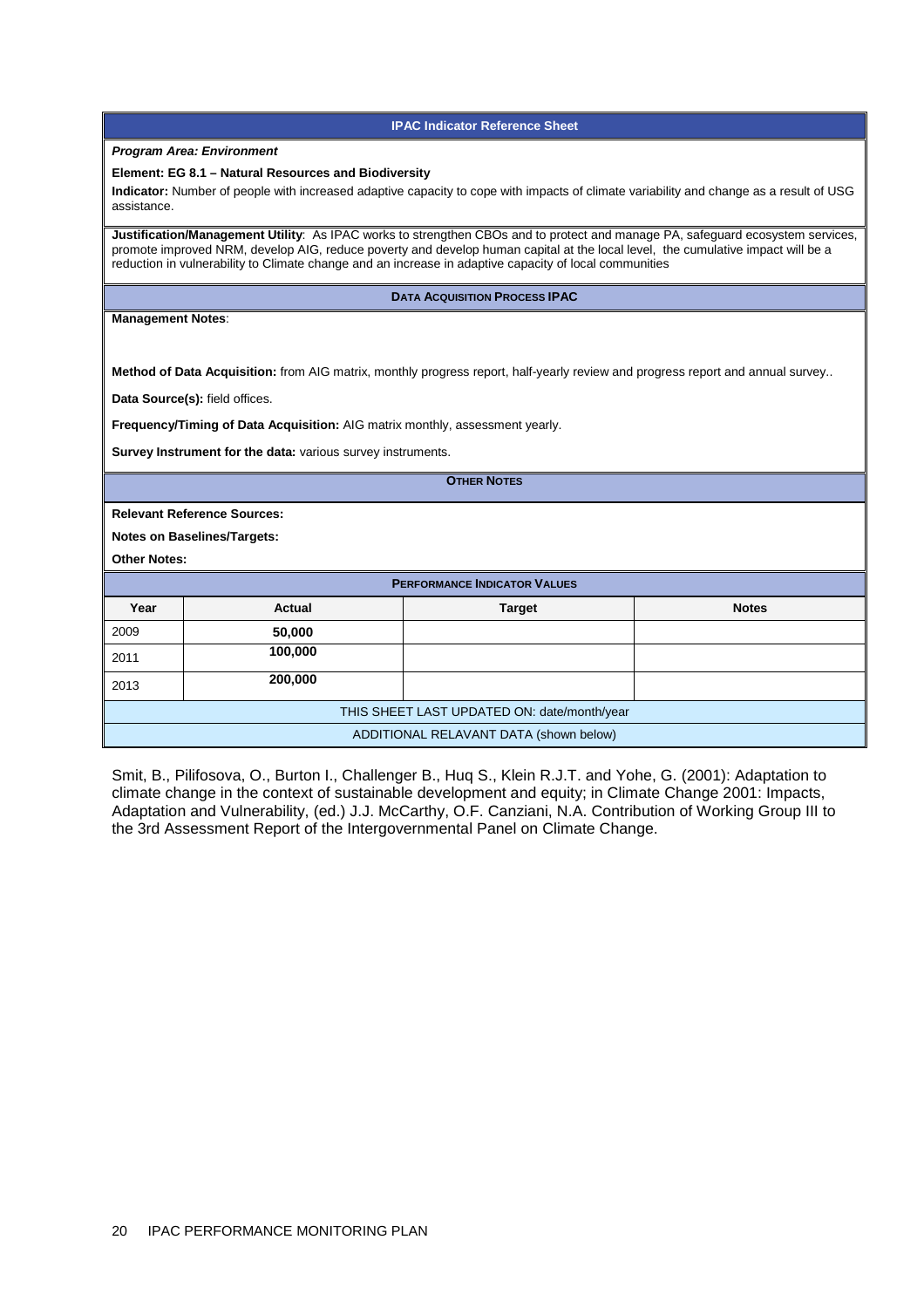## IPAC Indicator Reference Sheet

***Program Area: Environment***

**Element: EG 8.1 – Natural Resources and Biodiversity**

**Indicator:** Number of people with increased adaptive capacity to cope with impacts of climate variability and change as a result of USG assistance.

**Justification/Management Utility**: As IPAC works to strengthen CBOs and to protect and manage PA, safeguard ecosystem services, promote improved NRM, develop AIG, reduce poverty and develop human capital at the local level, the cumulative impact will be a reduction in vulnerability to Climate change and an increase in adaptive capacity of local communities

### Data Acquisition Process IPAC

**Management Notes**:

**Method of Data Acquisition:** from AIG matrix, monthly progress report, half-yearly review and progress report and annual survey..

**Data Source(s):** field offices.

**Frequency/Timing of Data Acquisition:** AIG matrix monthly, assessment yearly.

**Survey Instrument for the data:** various survey instruments.

### Other Notes

**Relevant Reference Sources:**

**Notes on Baselines/Targets:**

**Other Notes:**

### Performance Indicator Values

| Year | Actual | Target | Notes |
|---|---|---|---|
| 2009 | **50,000** | | |
| 2011 | **100,000** | | |
| 2013 | **200,000** | | |

THIS SHEET LAST UPDATED ON: date/month/year

ADDITIONAL RELAVANT DATA (shown below)

Smit, B., Pilifosova, O., Burton I., Challenger B., Huq S., Klein R.J.T. and Yohe, G. (2001): Adaptation to climate change in the context of sustainable development and equity; in Climate Change 2001: Impacts, Adaptation and Vulnerability, (ed.) J.J. McCarthy, O.F. Canziani, N.A. Contribution of Working Group III to the 3rd Assessment Report of the Intergovernmental Panel on Climate Change.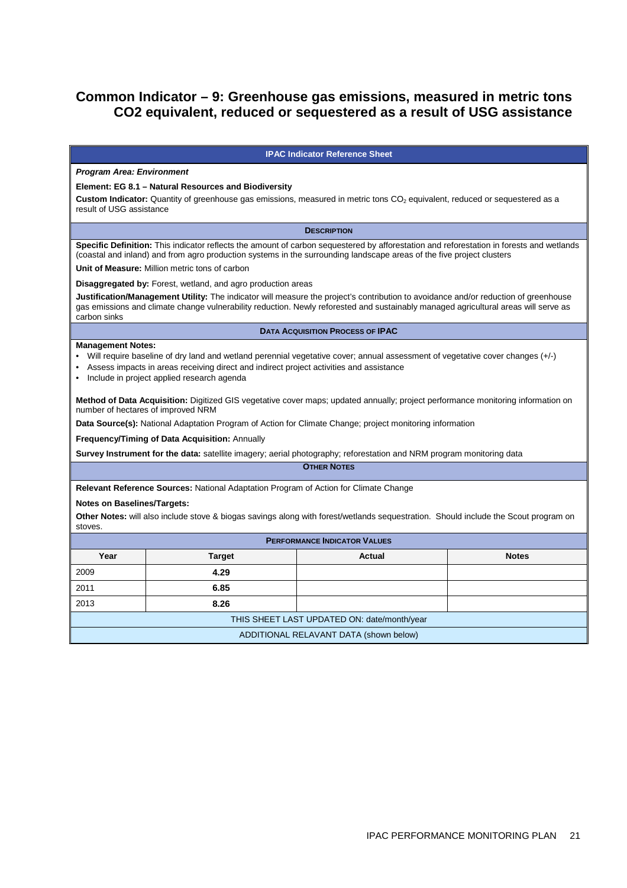## Common Indicator – 9: Greenhouse gas emissions, measured in metric tons CO2 equivalent, reduced or sequestered as a result of USG assistance

**IPAC Indicator Reference Sheet**

***Program Area: Environment***

**Element: EG 8.1 – Natural Resources and Biodiversity**

**Custom Indicator:** Quantity of greenhouse gas emissions, measured in metric tons $CO_2$ equivalent, reduced or sequestered as a result of USG assistance

**DESCRIPTION**

**Specific Definition:** This indicator reflects the amount of carbon sequestered by afforestation and reforestation in forests and wetlands (coastal and inland) and from agro production systems in the surrounding landscape areas of the five project clusters

**Unit of Measure:** Million metric tons of carbon

**Disaggregated by:** Forest, wetland, and agro production areas

**Justification/Management Utility:** The indicator will measure the project's contribution to avoidance and/or reduction of greenhouse gas emissions and climate change vulnerability reduction. Newly reforested and sustainably managed agricultural areas will serve as carbon sinks

**DATA ACQUISITION PROCESS OF IPAC**

**Management Notes:**

- Will require baseline of dry land and wetland perennial vegetative cover; annual assessment of vegetative cover changes (+/-)
- Assess impacts in areas receiving direct and indirect project activities and assistance
- Include in project applied research agenda

**Method of Data Acquisition:** Digitized GIS vegetative cover maps; updated annually; project performance monitoring information on number of hectares of improved NRM

**Data Source(s):** National Adaptation Program of Action for Climate Change; project monitoring information

**Frequency/Timing of Data Acquisition:** Annually

**Survey Instrument for the data:** satellite imagery; aerial photography; reforestation and NRM program monitoring data

**OTHER NOTES**

**Relevant Reference Sources:** National Adaptation Program of Action for Climate Change

**Notes on Baselines/Targets:**

**Other Notes:** will also include stove & biogas savings along with forest/wetlands sequestration. Should include the Scout program on stoves.

**PERFORMANCE INDICATOR VALUES**

| Year | Target | Actual | Notes |
|---|---|---|---|
| 2009 | **4.29** | | |
| 2011 | **6.85** | | |
| 2013 | **8.26** | | |

THIS SHEET LAST UPDATED ON: date/month/year

ADDITIONAL RELAVANT DATA (shown below)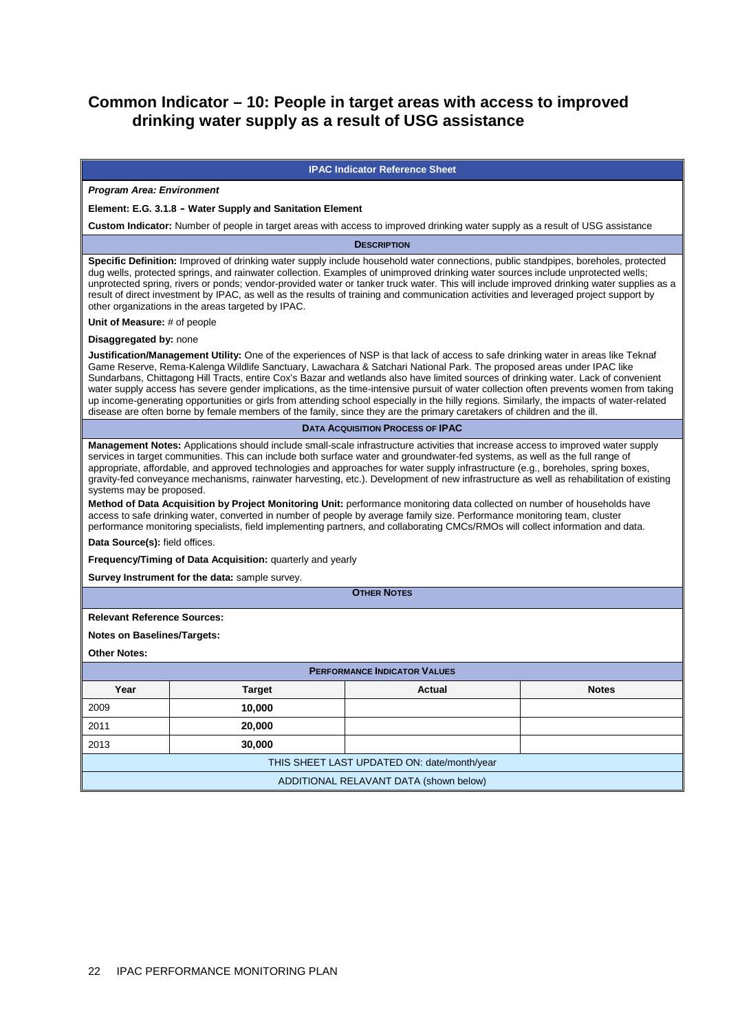# Common Indicator – 10: People in target areas with access to improved drinking water supply as a result of USG assistance

| IPAC Indicator Reference Sheet | | | |
|---|---|---|---|
| ***Program Area: Environment*** | | | |
| **Element: E.G. 3.1.8 - Water Supply and Sanitation Element** | | | |
| **Custom Indicator:** Number of people in target areas with access to improved drinking water supply as a result of USG assistance | | | |
| **DESCRIPTION** | | | |
| **Specific Definition:** Improved of drinking water supply include household water connections, public standpipes, boreholes, protected dug wells, protected springs, and rainwater collection. Examples of unimproved drinking water sources include unprotected wells; unprotected spring, rivers or ponds; vendor-provided water or tanker truck water. This will include improved drinking water supplies as a result of direct investment by IPAC, as well as the results of training and communication activities and leveraged project support by other organizations in the areas targeted by IPAC. | | | |
| **Unit of Measure:** # of people | | | |
| **Disaggregated by:** none | | | |
| **Justification/Management Utility:** One of the experiences of NSP is that lack of access to safe drinking water in areas like Teknaf Game Reserve, Rema-Kalenga Wildlife Sanctuary, Lawachara & Satchari National Park. The proposed areas under IPAC like Sundarbans, Chittagong Hill Tracts, entire Cox's Bazar and wetlands also have limited sources of drinking water. Lack of convenient water supply access has severe gender implications, as the time-intensive pursuit of water collection often prevents women from taking up income-generating opportunities or girls from attending school especially in the hilly regions. Similarly, the impacts of water-related disease are often borne by female members of the family, since they are the primary caretakers of children and the ill. | | | |
| **DATA ACQUISITION PROCESS OF IPAC** | | | |
| **Management Notes:** Applications should include small-scale infrastructure activities that increase access to improved water supply services in target communities. This can include both surface water and groundwater-fed systems, as well as the full range of appropriate, affordable, and approved technologies and approaches for water supply infrastructure (e.g., boreholes, spring boxes, gravity-fed conveyance mechanisms, rainwater harvesting, etc.). Development of new infrastructure as well as rehabilitation of existing systems may be proposed. | | | |
| **Method of Data Acquisition by Project Monitoring Unit:** performance monitoring data collected on number of households have access to safe drinking water, converted in number of people by average family size. Performance monitoring team, cluster performance monitoring specialists, field implementing partners, and collaborating CMCs/RMOs will collect information and data. | | | |
| **Data Source(s):** field offices. | | | |
| **Frequency/Timing of Data Acquisition:** quarterly and yearly | | | |
| **Survey Instrument for the data:** sample survey. | | | |
| **OTHER NOTES** | | | |
| **Relevant Reference Sources:** | | | |
| **Notes on Baselines/Targets:** | | | |
| **Other Notes:** | | | |
| **PERFORMANCE INDICATOR VALUES** | | | |
| **Year** | **Target** | **Actual** | **Notes** |
| 2009 | **10,000** | | |
| 2011 | **20,000** | | |
| 2013 | **30,000** | | |
| THIS SHEET LAST UPDATED ON: date/month/year | | | |
| ADDITIONAL RELAVANT DATA (shown below) | | | |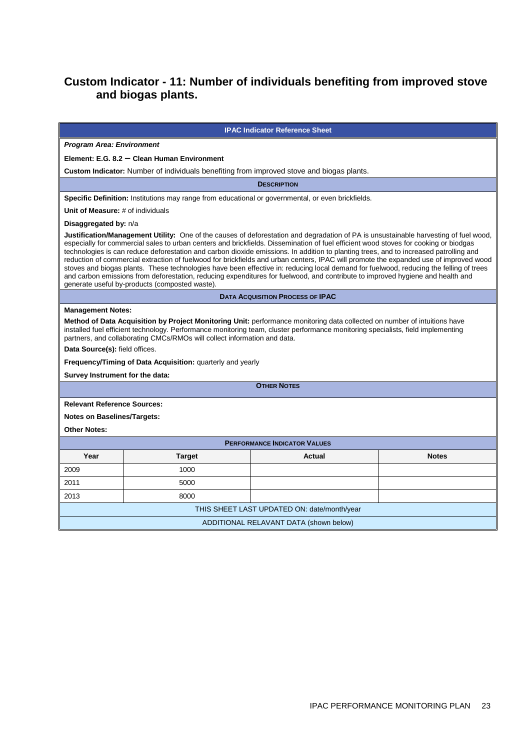## Custom Indicator - 11: Number of individuals benefiting from improved stove and biogas plants.

**IPAC Indicator Reference Sheet**

***Program Area: Environment***

**Element: E.G. 8.2 – Clean Human Environment**

**Custom Indicator:** Number of individuals benefiting from improved stove and biogas plants.

**DESCRIPTION**

**Specific Definition:** Institutions may range from educational or governmental, or even brickfields.

**Unit of Measure:** # of individuals

**Disaggregated by:** n/a

**Justification/Management Utility:** One of the causes of deforestation and degradation of PA is unsustainable harvesting of fuel wood, especially for commercial sales to urban centers and brickfields. Dissemination of fuel efficient wood stoves for cooking or biogas technologies is can reduce deforestation and carbon dioxide emissions. In addition to planting trees, and to increased patrolling and reduction of commercial extraction of fuelwood for brickfields and urban centers, IPAC will promote the expanded use of improved wood stoves and biogas plants. These technologies have been effective in: reducing local demand for fuelwood, reducing the felling of trees and carbon emissions from deforestation, reducing expenditures for fuelwood, and contribute to improved hygiene and health and generate useful by-products (composted waste).

**DATA ACQUISITION PROCESS OF IPAC**

**Management Notes:**

**Method of Data Acquisition by Project Monitoring Unit:** performance monitoring data collected on number of intuitions have installed fuel efficient technology. Performance monitoring team, cluster performance monitoring specialists, field implementing partners, and collaborating CMCs/RMOs will collect information and data.

**Data Source(s):** field offices.

**Frequency/Timing of Data Acquisition:** quarterly and yearly

**Survey Instrument for the data:**

**OTHER NOTES**

**Relevant Reference Sources:**

**Notes on Baselines/Targets:**

**Other Notes:**

**PERFORMANCE INDICATOR VALUES**

| Year | Target | Actual | Notes |
|---|---|---|---|
| 2009 | 1000 | | |
| 2011 | 5000 | | |
| 2013 | 8000 | | |

THIS SHEET LAST UPDATED ON: date/month/year

ADDITIONAL RELAVANT DATA (shown below)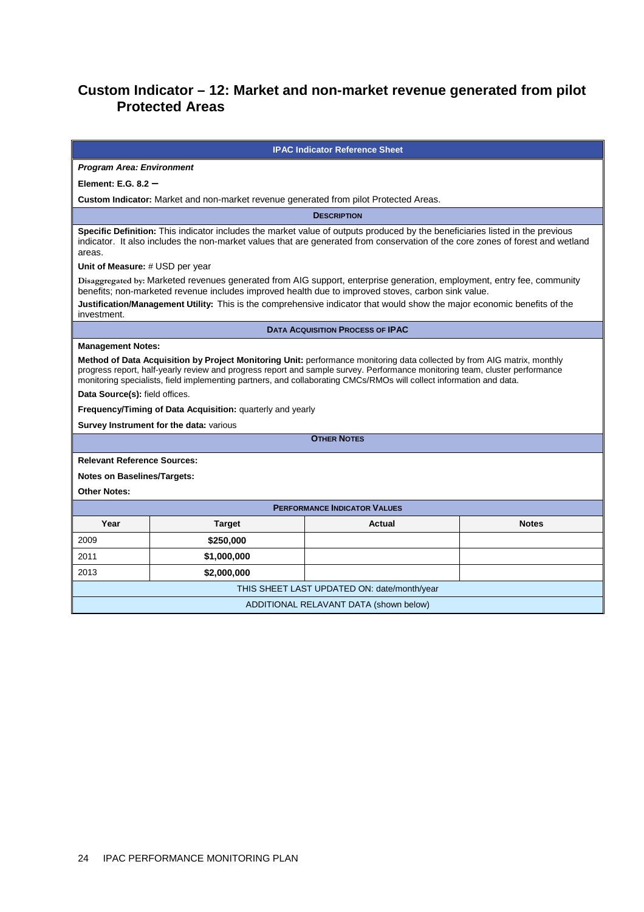## Custom Indicator – 12: Market and non-market revenue generated from pilot Protected Areas

| IPAC Indicator Reference Sheet | | | |
|---|---|---|---|
| ***Program Area: Environment*** | | | |
| **Element: E.G. 8.2 –** | | | |
| **Custom Indicator:** Market and non-market revenue generated from pilot Protected Areas. | | | |
| **DESCRIPTION** | | | |
| **Specific Definition:** This indicator includes the market value of outputs produced by the beneficiaries listed in the previous indicator. It also includes the non-market values that are generated from conservation of the core zones of forest and wetland areas. | | | |
| **Unit of Measure:** # USD per year | | | |
| **Disaggregated by:** Marketed revenues generated from AIG support, enterprise generation, employment, entry fee, community benefits; non-marketed revenue includes improved health due to improved stoves, carbon sink value. | | | |
| **Justification/Management Utility:** This is the comprehensive indicator that would show the major economic benefits of the investment. | | | |
| **DATA ACQUISITION PROCESS OF IPAC** | | | |
| **Management Notes:** | | | |
| **Method of Data Acquisition by Project Monitoring Unit:** performance monitoring data collected by from AIG matrix, monthly progress report, half-yearly review and progress report and sample survey. Performance monitoring team, cluster performance monitoring specialists, field implementing partners, and collaborating CMCs/RMOs will collect information and data. | | | |
| **Data Source(s):** field offices. | | | |
| **Frequency/Timing of Data Acquisition:** quarterly and yearly | | | |
| **Survey Instrument for the data:** various | | | |
| **OTHER NOTES** | | | |
| **Relevant Reference Sources:** | | | |
| **Notes on Baselines/Targets:** | | | |
| **Other Notes:** | | | |
| **PERFORMANCE INDICATOR VALUES** | | | |
| **Year** | **Target** | **Actual** | **Notes** |
| 2009 | **$250,000** | | |
| 2011 | **$1,000,000** | | |
| 2013 | **$2,000,000** | | |
| THIS SHEET LAST UPDATED ON: date/month/year | | | |
| ADDITIONAL RELAVANT DATA (shown below) | | | |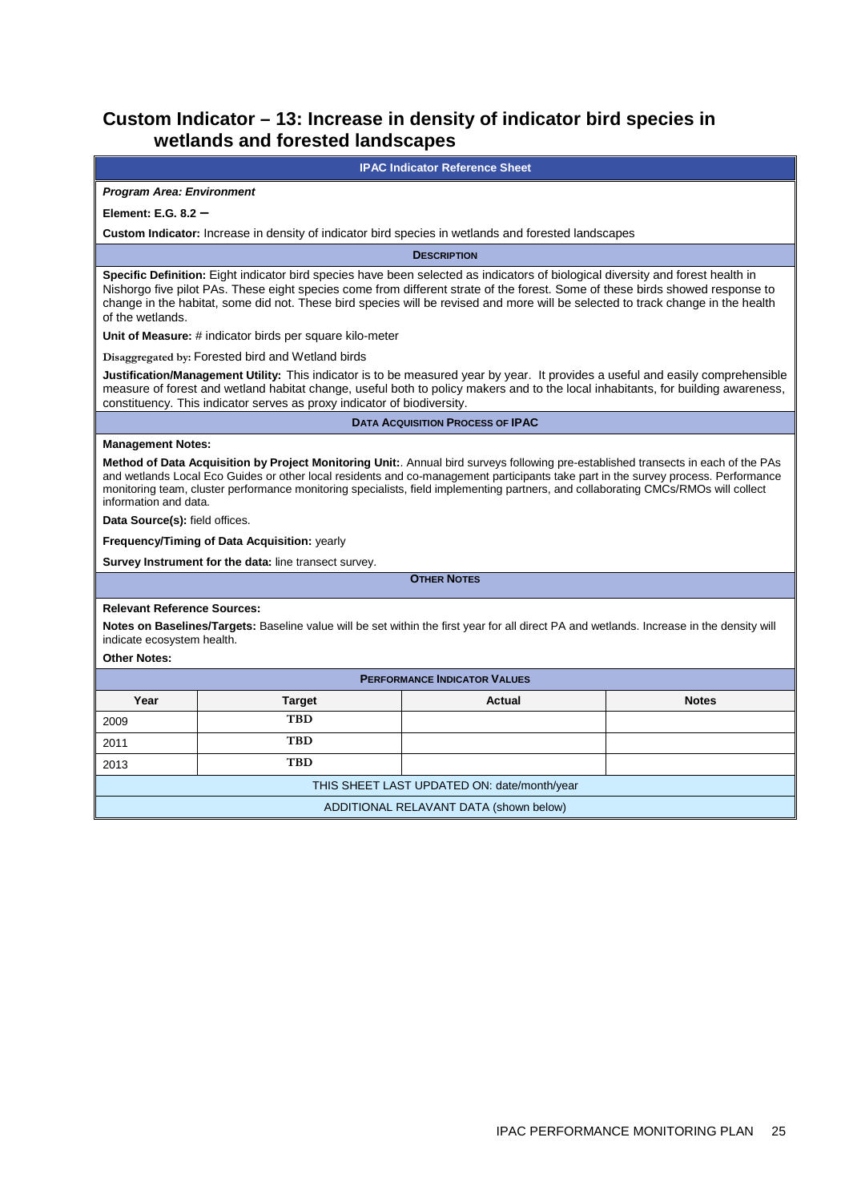## Custom Indicator – 13: Increase in density of indicator bird species in wetlands and forested landscapes

**IPAC Indicator Reference Sheet**

***Program Area: Environment***

**Element: E.G. 8.2 –**

**Custom Indicator:** Increase in density of indicator bird species in wetlands and forested landscapes

**DESCRIPTION**

**Specific Definition:** Eight indicator bird species have been selected as indicators of biological diversity and forest health in Nishorgo five pilot PAs. These eight species come from different strate of the forest. Some of these birds showed response to change in the habitat, some did not. These bird species will be revised and more will be selected to track change in the health of the wetlands.

**Unit of Measure:** # indicator birds per square kilo-meter

**Disaggregated by:** Forested bird and Wetland birds

**Justification/Management Utility:** This indicator is to be measured year by year. It provides a useful and easily comprehensible measure of forest and wetland habitat change, useful both to policy makers and to the local inhabitants, for building awareness, constituency. This indicator serves as proxy indicator of biodiversity.

**DATA ACQUISITION PROCESS OF IPAC**

**Management Notes:**

**Method of Data Acquisition by Project Monitoring Unit:**. Annual bird surveys following pre-established transects in each of the PAs and wetlands Local Eco Guides or other local residents and co-management participants take part in the survey process. Performance monitoring team, cluster performance monitoring specialists, field implementing partners, and collaborating CMCs/RMOs will collect information and data.

**Data Source(s):** field offices.

**Frequency/Timing of Data Acquisition:** yearly

**Survey Instrument for the data:** line transect survey.

**OTHER NOTES**

**Relevant Reference Sources:**

**Notes on Baselines/Targets:** Baseline value will be set within the first year for all direct PA and wetlands. Increase in the density will indicate ecosystem health.

**Other Notes:**

**PERFORMANCE INDICATOR VALUES**

| Year | Target | Actual | Notes |
|---|---|---|---|
| 2009 | TBD | | |
| 2011 | TBD | | |
| 2013 | TBD | | |

THIS SHEET LAST UPDATED ON: date/month/year

ADDITIONAL RELAVANT DATA (shown below)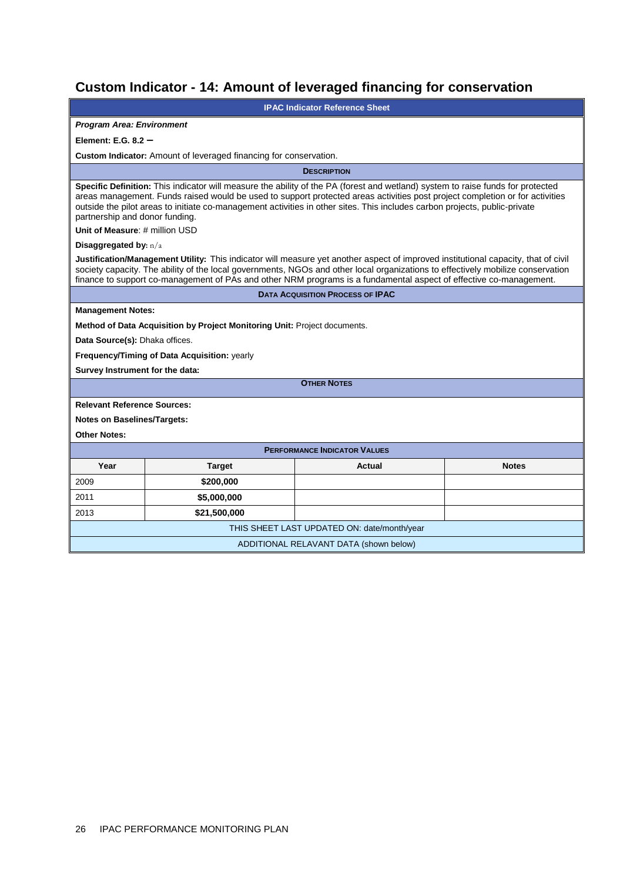# Custom Indicator - 14: Amount of leveraged financing for conservation

**IPAC Indicator Reference Sheet**

***Program Area: Environment***

**Element: E.G. 8.2 –**

**Custom Indicator:** Amount of leveraged financing for conservation.

**DESCRIPTION**

**Specific Definition:** This indicator will measure the ability of the PA (forest and wetland) system to raise funds for protected areas management. Funds raised would be used to support protected areas activities post project completion or for activities outside the pilot areas to initiate co-management activities in other sites. This includes carbon projects, public-private partnership and donor funding.

**Unit of Measure**: # million USD

**Disaggregated by:** n/a

**Justification/Management Utility:** This indicator will measure yet another aspect of improved institutional capacity, that of civil society capacity. The ability of the local governments, NGOs and other local organizations to effectively mobilize conservation finance to support co-management of PAs and other NRM programs is a fundamental aspect of effective co-management.

**DATA ACQUISITION PROCESS OF IPAC**

**Management Notes:**

**Method of Data Acquisition by Project Monitoring Unit:** Project documents.

**Data Source(s):** Dhaka offices.

**Frequency/Timing of Data Acquisition:** yearly

**Survey Instrument for the data:**

**OTHER NOTES**

**Relevant Reference Sources:**

**Notes on Baselines/Targets:**

**Other Notes:**

**PERFORMANCE INDICATOR VALUES**

| Year | Target | Actual | Notes |
|---|---|---|---|
| 2009 | **$200,000** | | |
| 2011 | **$5,000,000** | | |
| 2013 | **$21,500,000** | | |

THIS SHEET LAST UPDATED ON: date/month/year

ADDITIONAL RELAVANT DATA (shown below)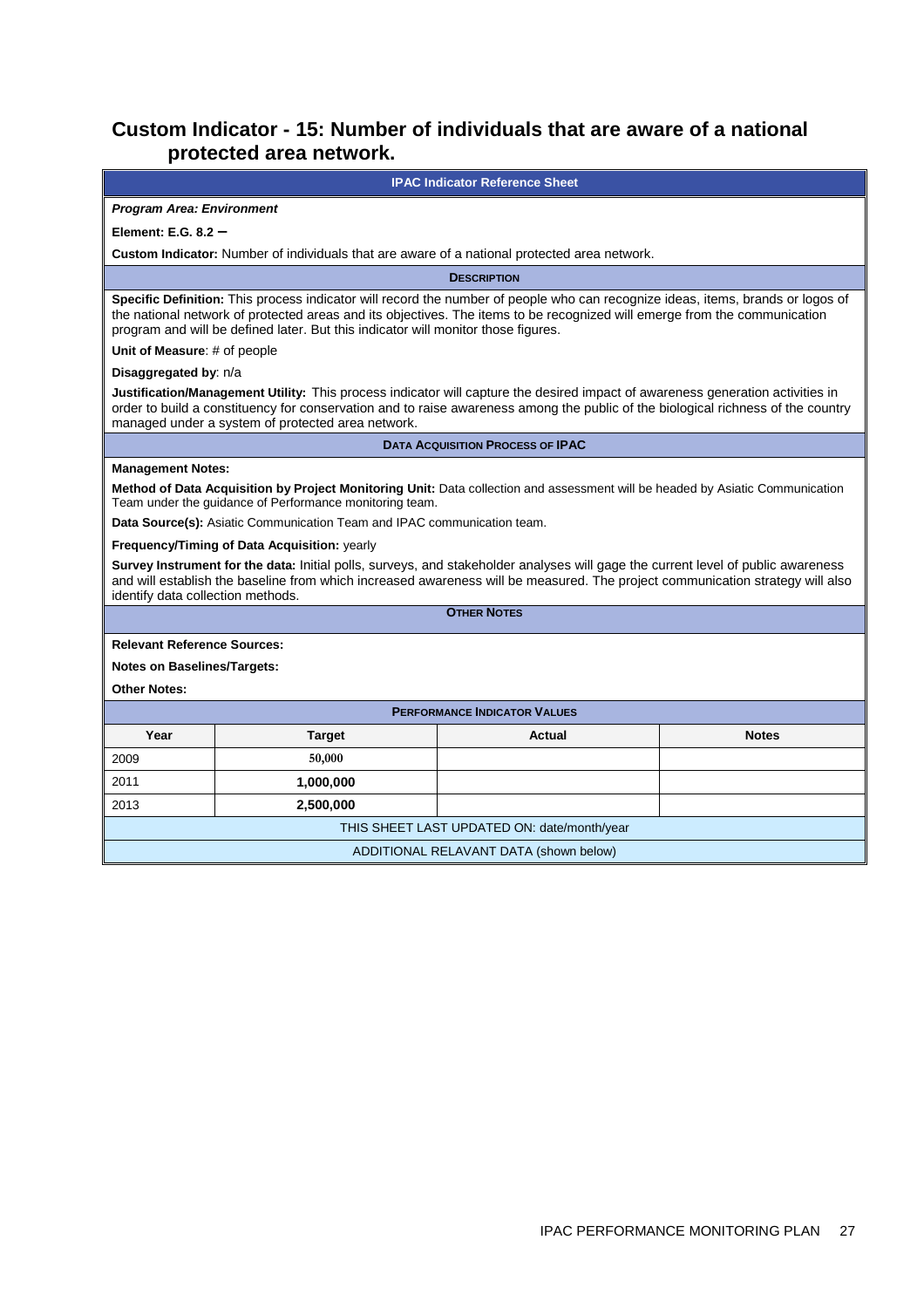## Custom Indicator - 15: Number of individuals that are aware of a national protected area network.

**IPAC Indicator Reference Sheet**

***Program Area: Environment***

**Element: E.G. 8.2 –**

**Custom Indicator:** Number of individuals that are aware of a national protected area network.

**DESCRIPTION**

**Specific Definition:** This process indicator will record the number of people who can recognize ideas, items, brands or logos of the national network of protected areas and its objectives. The items to be recognized will emerge from the communication program and will be defined later. But this indicator will monitor those figures.

**Unit of Measure**: # of people

**Disaggregated by**: n/a

**Justification/Management Utility:** This process indicator will capture the desired impact of awareness generation activities in order to build a constituency for conservation and to raise awareness among the public of the biological richness of the country managed under a system of protected area network.

**DATA ACQUISITION PROCESS OF IPAC**

**Management Notes:**

**Method of Data Acquisition by Project Monitoring Unit:** Data collection and assessment will be headed by Asiatic Communication Team under the guidance of Performance monitoring team.

**Data Source(s):** Asiatic Communication Team and IPAC communication team.

**Frequency/Timing of Data Acquisition:** yearly

**Survey Instrument for the data:** Initial polls, surveys, and stakeholder analyses will gage the current level of public awareness and will establish the baseline from which increased awareness will be measured. The project communication strategy will also identify data collection methods.

**OTHER NOTES**

**Relevant Reference Sources:**

**Notes on Baselines/Targets:**

**Other Notes:**

**PERFORMANCE INDICATOR VALUES**

| Year | Target | Actual | Notes |
|---|---|---|---|
| 2009 | **50,000** | | |
| 2011 | **1,000,000** | | |
| 2013 | **2,500,000** | | |

THIS SHEET LAST UPDATED ON: date/month/year

ADDITIONAL RELAVANT DATA (shown below)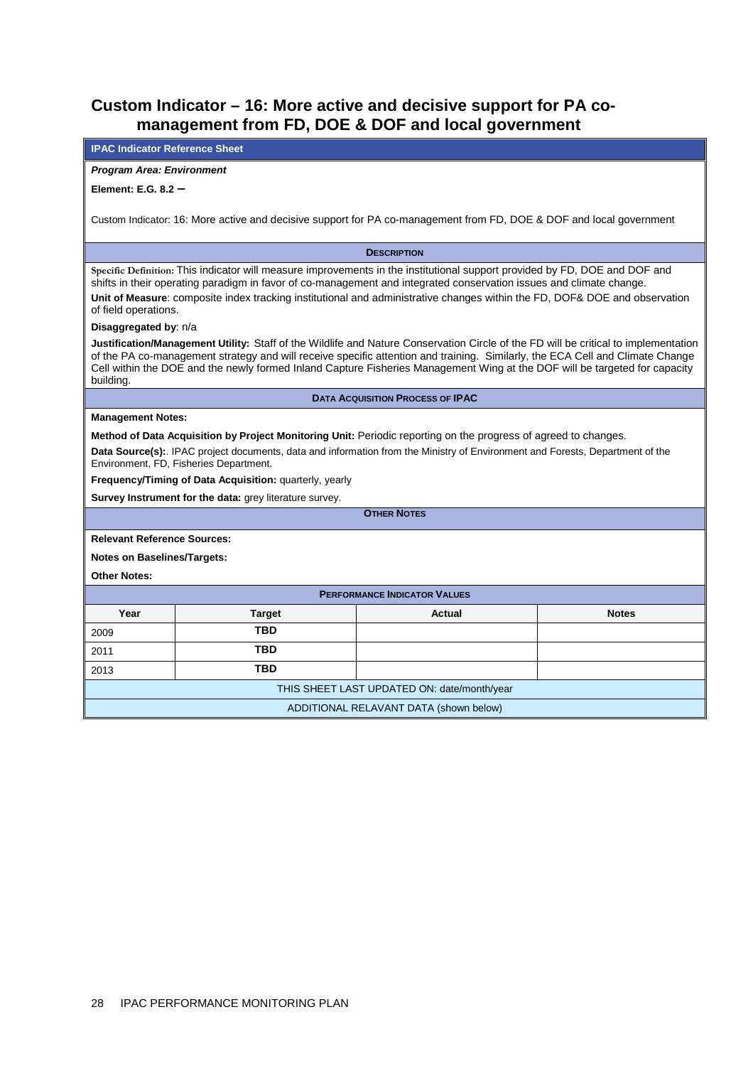## Custom Indicator – 16: More active and decisive support for PA co-management from FD, DOE & DOF and local government

**IPAC Indicator Reference Sheet**

***Program Area: Environment***

**Element: E.G. 8.2 –**

Custom Indicator: 16: More active and decisive support for PA co-management from FD, DOE & DOF and local government

**DESCRIPTION**

**Specific Definition:** This indicator will measure improvements in the institutional support provided by FD, DOE and DOF and shifts in their operating paradigm in favor of co-management and integrated conservation issues and climate change.

**Unit of Measure**: composite index tracking institutional and administrative changes within the FD, DOF& DOE and observation of field operations.

**Disaggregated by**: n/a

**Justification/Management Utility:** Staff of the Wildlife and Nature Conservation Circle of the FD will be critical to implementation of the PA co-management strategy and will receive specific attention and training. Similarly, the ECA Cell and Climate Change Cell within the DOE and the newly formed Inland Capture Fisheries Management Wing at the DOF will be targeted for capacity building.

**DATA ACQUISITION PROCESS OF IPAC**

**Management Notes:**

**Method of Data Acquisition by Project Monitoring Unit:** Periodic reporting on the progress of agreed to changes.

**Data Source(s):**. IPAC project documents, data and information from the Ministry of Environment and Forests, Department of the Environment, FD, Fisheries Department.

**Frequency/Timing of Data Acquisition:** quarterly, yearly

**Survey Instrument for the data:** grey literature survey.

**OTHER NOTES**

**Relevant Reference Sources:**

**Notes on Baselines/Targets:**

**Other Notes:**

**PERFORMANCE INDICATOR VALUES**

| Year | Target | Actual | Notes |
|---|---|---|---|
| 2009 | **TBD** | | |
| 2011 | **TBD** | | |
| 2013 | **TBD** | | |

THIS SHEET LAST UPDATED ON: date/month/year

ADDITIONAL RELAVANT DATA (shown below)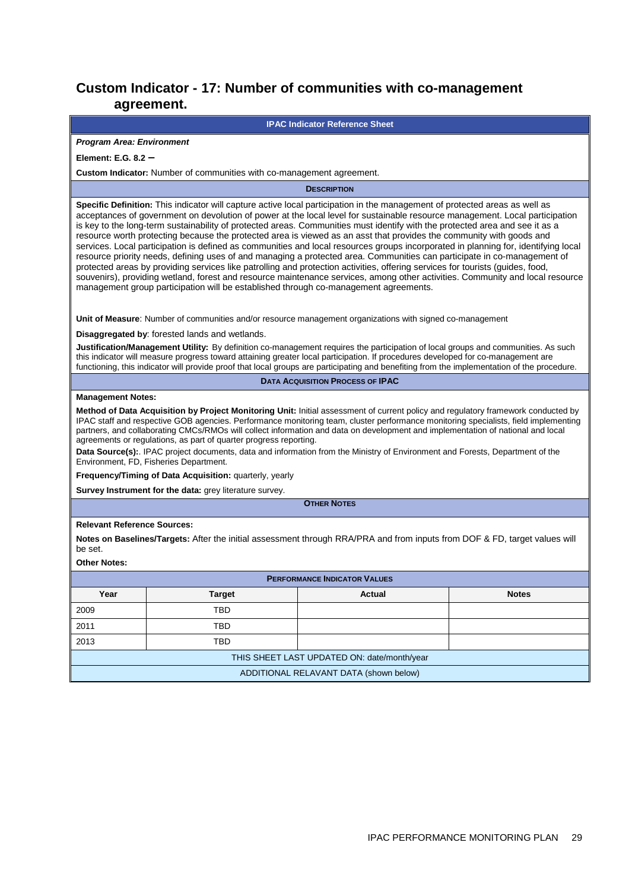## Custom Indicator - 17: Number of communities with co-management agreement.

**IPAC Indicator Reference Sheet**

***Program Area: Environment***

**Element: E.G. 8.2 –**

**Custom Indicator:** Number of communities with co-management agreement.

**DESCRIPTION**

**Specific Definition:** This indicator will capture active local participation in the management of protected areas as well as acceptances of government on devolution of power at the local level for sustainable resource management. Local participation is key to the long-term sustainability of protected areas. Communities must identify with the protected area and see it as a resource worth protecting because the protected area is viewed as an asst that provides the community with goods and services. Local participation is defined as communities and local resources groups incorporated in planning for, identifying local resource priority needs, defining uses of and managing a protected area. Communities can participate in co-management of protected areas by providing services like patrolling and protection activities, offering services for tourists (guides, food, souvenirs), providing wetland, forest and resource maintenance services, among other activities. Community and local resource management group participation will be established through co-management agreements.

**Unit of Measure**: Number of communities and/or resource management organizations with signed co-management

**Disaggregated by**: forested lands and wetlands.

**Justification/Management Utility:** By definition co-management requires the participation of local groups and communities. As such this indicator will measure progress toward attaining greater local participation. If procedures developed for co-management are functioning, this indicator will provide proof that local groups are participating and benefiting from the implementation of the procedure.

**DATA ACQUISITION PROCESS OF IPAC**

**Management Notes:**

**Method of Data Acquisition by Project Monitoring Unit:** Initial assessment of current policy and regulatory framework conducted by IPAC staff and respective GOB agencies. Performance monitoring team, cluster performance monitoring specialists, field implementing partners, and collaborating CMCs/RMOs will collect information and data on development and implementation of national and local agreements or regulations, as part of quarter progress reporting.

**Data Source(s):**. IPAC project documents, data and information from the Ministry of Environment and Forests, Department of the Environment, FD, Fisheries Department.

**Frequency/Timing of Data Acquisition:** quarterly, yearly

**Survey Instrument for the data:** grey literature survey.

**OTHER NOTES**

**Relevant Reference Sources:**

**Notes on Baselines/Targets:** After the initial assessment through RRA/PRA and from inputs from DOF & FD, target values will be set.

**Other Notes:**

**PERFORMANCE INDICATOR VALUES**

| Year | Target | Actual | Notes |
|---|---|---|---|
| 2009 | TBD | | |
| 2011 | TBD | | |
| 2013 | TBD | | |

THIS SHEET LAST UPDATED ON: date/month/year

ADDITIONAL RELAVANT DATA (shown below)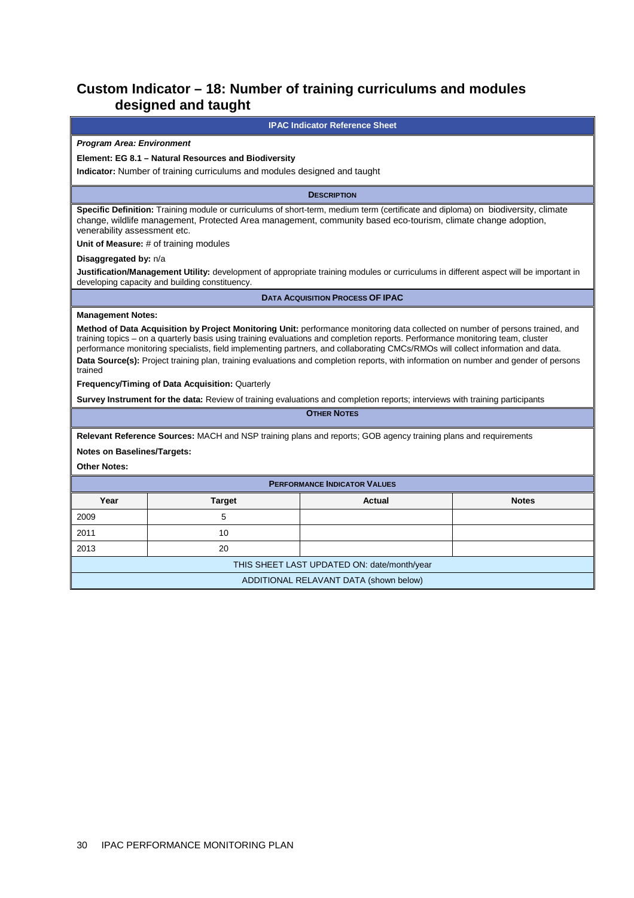## Custom Indicator – 18: Number of training curriculums and modules designed and taught

**IPAC Indicator Reference Sheet**

***Program Area: Environment***

**Element: EG 8.1 – Natural Resources and Biodiversity**

**Indicator:** Number of training curriculums and modules designed and taught

**DESCRIPTION**

**Specific Definition:** Training module or curriculums of short-term, medium term (certificate and diploma) on biodiversity, climate change, wildlife management, Protected Area management, community based eco-tourism, climate change adoption, venerability assessment etc.

**Unit of Measure:** # of training modules

**Disaggregated by:** n/a

**Justification/Management Utility:** development of appropriate training modules or curriculums in different aspect will be important in developing capacity and building constituency.

**DATA ACQUISITION PROCESS OF IPAC**

**Management Notes:**

**Method of Data Acquisition by Project Monitoring Unit:** performance monitoring data collected on number of persons trained, and training topics – on a quarterly basis using training evaluations and completion reports. Performance monitoring team, cluster performance monitoring specialists, field implementing partners, and collaborating CMCs/RMOs will collect information and data.

**Data Source(s):** Project training plan, training evaluations and completion reports, with information on number and gender of persons trained

**Frequency/Timing of Data Acquisition:** Quarterly

**Survey Instrument for the data:** Review of training evaluations and completion reports; interviews with training participants

**OTHER NOTES**

**Relevant Reference Sources:** MACH and NSP training plans and reports; GOB agency training plans and requirements

**Notes on Baselines/Targets:**

**Other Notes:**

**PERFORMANCE INDICATOR VALUES**

| Year | Target | Actual | Notes |
|---|---|---|---|
| 2009 | 5 | | |
| 2011 | 10 | | |
| 2013 | 20 | | |

THIS SHEET LAST UPDATED ON: date/month/year

ADDITIONAL RELAVANT DATA (shown below)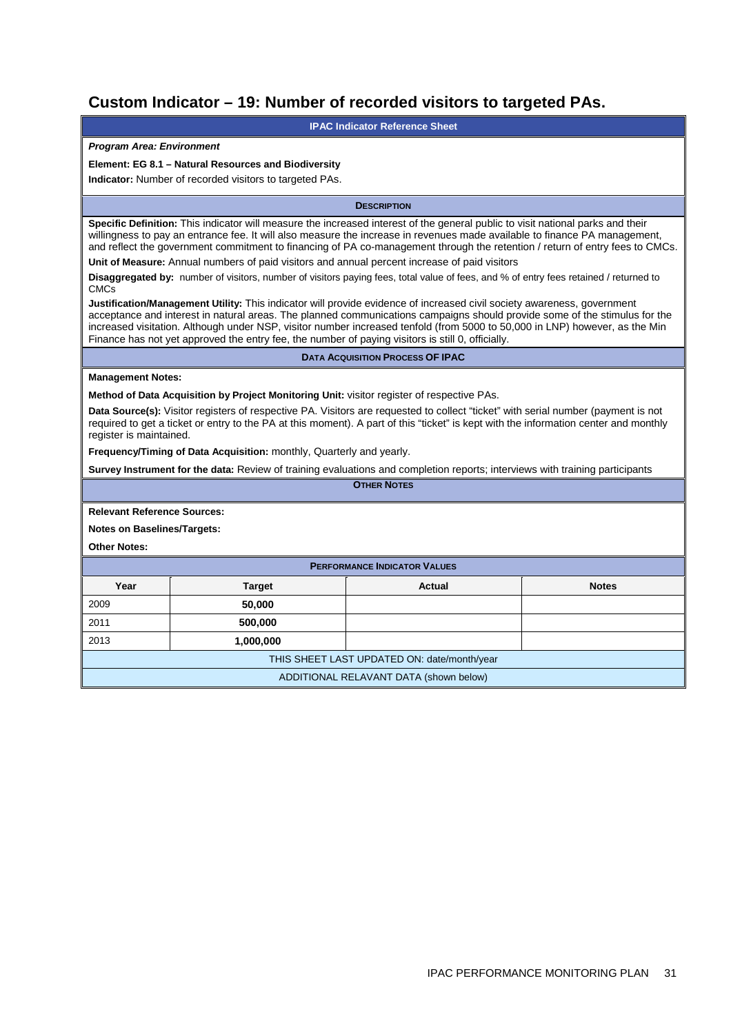# Custom Indicator – 19: Number of recorded visitors to targeted PAs.

**IPAC Indicator Reference Sheet**

***Program Area: Environment***

**Element: EG 8.1 – Natural Resources and Biodiversity**

**Indicator:** Number of recorded visitors to targeted PAs.

**DESCRIPTION**

**Specific Definition:** This indicator will measure the increased interest of the general public to visit national parks and their willingness to pay an entrance fee. It will also measure the increase in revenues made available to finance PA management, and reflect the government commitment to financing of PA co-management through the retention / return of entry fees to CMCs.

**Unit of Measure:** Annual numbers of paid visitors and annual percent increase of paid visitors

**Disaggregated by:** number of visitors, number of visitors paying fees, total value of fees, and % of entry fees retained / returned to CMCs

**Justification/Management Utility:** This indicator will provide evidence of increased civil society awareness, government acceptance and interest in natural areas. The planned communications campaigns should provide some of the stimulus for the increased visitation. Although under NSP, visitor number increased tenfold (from 5000 to 50,000 in LNP) however, as the Min Finance has not yet approved the entry fee, the number of paying visitors is still 0, officially.

**DATA ACQUISITION PROCESS OF IPAC**

**Management Notes:**

**Method of Data Acquisition by Project Monitoring Unit:** visitor register of respective PAs.

**Data Source(s):** Visitor registers of respective PA. Visitors are requested to collect "ticket" with serial number (payment is not required to get a ticket or entry to the PA at this moment). A part of this "ticket" is kept with the information center and monthly register is maintained.

**Frequency/Timing of Data Acquisition:** monthly, Quarterly and yearly.

**Survey Instrument for the data:** Review of training evaluations and completion reports; interviews with training participants

**OTHER NOTES**

**Relevant Reference Sources:**

**Notes on Baselines/Targets:**

**Other Notes:**

**PERFORMANCE INDICATOR VALUES**

| Year | Target | Actual | Notes |
|---|---|---|---|
| 2009 | **50,000** | | |
| 2011 | **500,000** | | |
| 2013 | **1,000,000** | | |

THIS SHEET LAST UPDATED ON: date/month/year

ADDITIONAL RELAVANT DATA (shown below)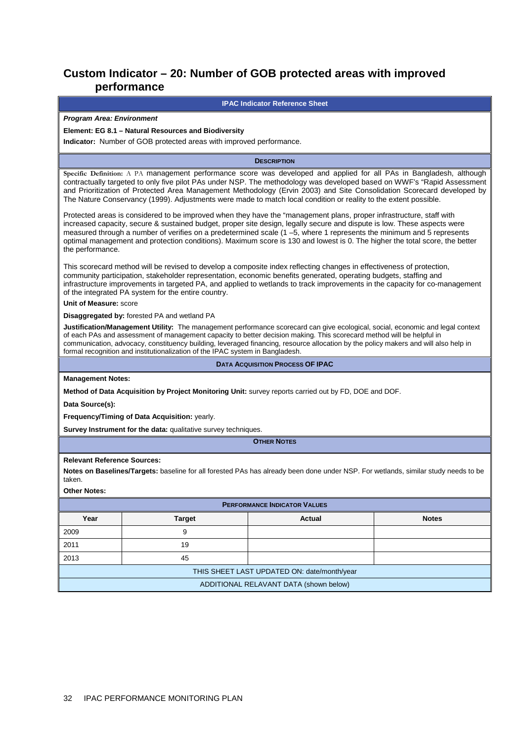## Custom Indicator – 20: Number of GOB protected areas with improved performance

**IPAC Indicator Reference Sheet**

***Program Area: Environment***

**Element: EG 8.1 – Natural Resources and Biodiversity**

**Indicator:** Number of GOB protected areas with improved performance.

**DESCRIPTION**

**Specific Definition:** A PA management performance score was developed and applied for all PAs in Bangladesh, although contractually targeted to only five pilot PAs under NSP. The methodology was developed based on WWF's "Rapid Assessment and Prioritization of Protected Area Management Methodology (Ervin 2003) and Site Consolidation Scorecard developed by The Nature Conservancy (1999). Adjustments were made to match local condition or reality to the extent possible.

Protected areas is considered to be improved when they have the "management plans, proper infrastructure, staff with increased capacity, secure & sustained budget, proper site design, legally secure and dispute is low. These aspects were measured through a number of verifies on a predetermined scale (1 –5, where 1 represents the minimum and 5 represents optimal management and protection conditions). Maximum score is 130 and lowest is 0. The higher the total score, the better the performance.

This scorecard method will be revised to develop a composite index reflecting changes in effectiveness of protection, community participation, stakeholder representation, economic benefits generated, operating budgets, staffing and infrastructure improvements in targeted PA, and applied to wetlands to track improvements in the capacity for co-management of the integrated PA system for the entire country.

**Unit of Measure:** score

**Disaggregated by:** forested PA and wetland PA

**Justification/Management Utility:** The management performance scorecard can give ecological, social, economic and legal context of each PAs and assessment of management capacity to better decision making. This scorecard method will be helpful in communication, advocacy, constituency building, leveraged financing, resource allocation by the policy makers and will also help in formal recognition and institutionalization of the IPAC system in Bangladesh.

**DATA ACQUISITION PROCESS OF IPAC**

**Management Notes:**

**Method of Data Acquisition by Project Monitoring Unit:** survey reports carried out by FD, DOE and DOF.

**Data Source(s):**

**Frequency/Timing of Data Acquisition:** yearly.

**Survey Instrument for the data:** qualitative survey techniques.

**OTHER NOTES**

**Relevant Reference Sources:**

**Notes on Baselines/Targets:** baseline for all forested PAs has already been done under NSP. For wetlands, similar study needs to be taken.

**Other Notes:**

**PERFORMANCE INDICATOR VALUES**

| Year | Target | Actual | Notes |
|---|---|---|---|
| 2009 | 9 | | |
| 2011 | 19 | | |
| 2013 | 45 | | |

THIS SHEET LAST UPDATED ON: date/month/year

ADDITIONAL RELAVANT DATA (shown below)